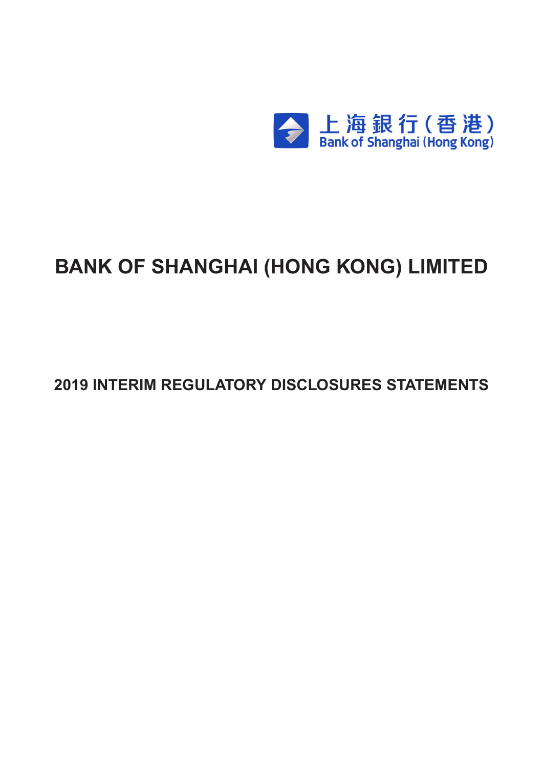上海銀行(香港)
Bank of Shanghai (Hong Kong)

# BANK OF SHANGHAI (HONG KONG) LIMITED

## 2019 INTERIM REGULATORY DISCLOSURES STATEMENTS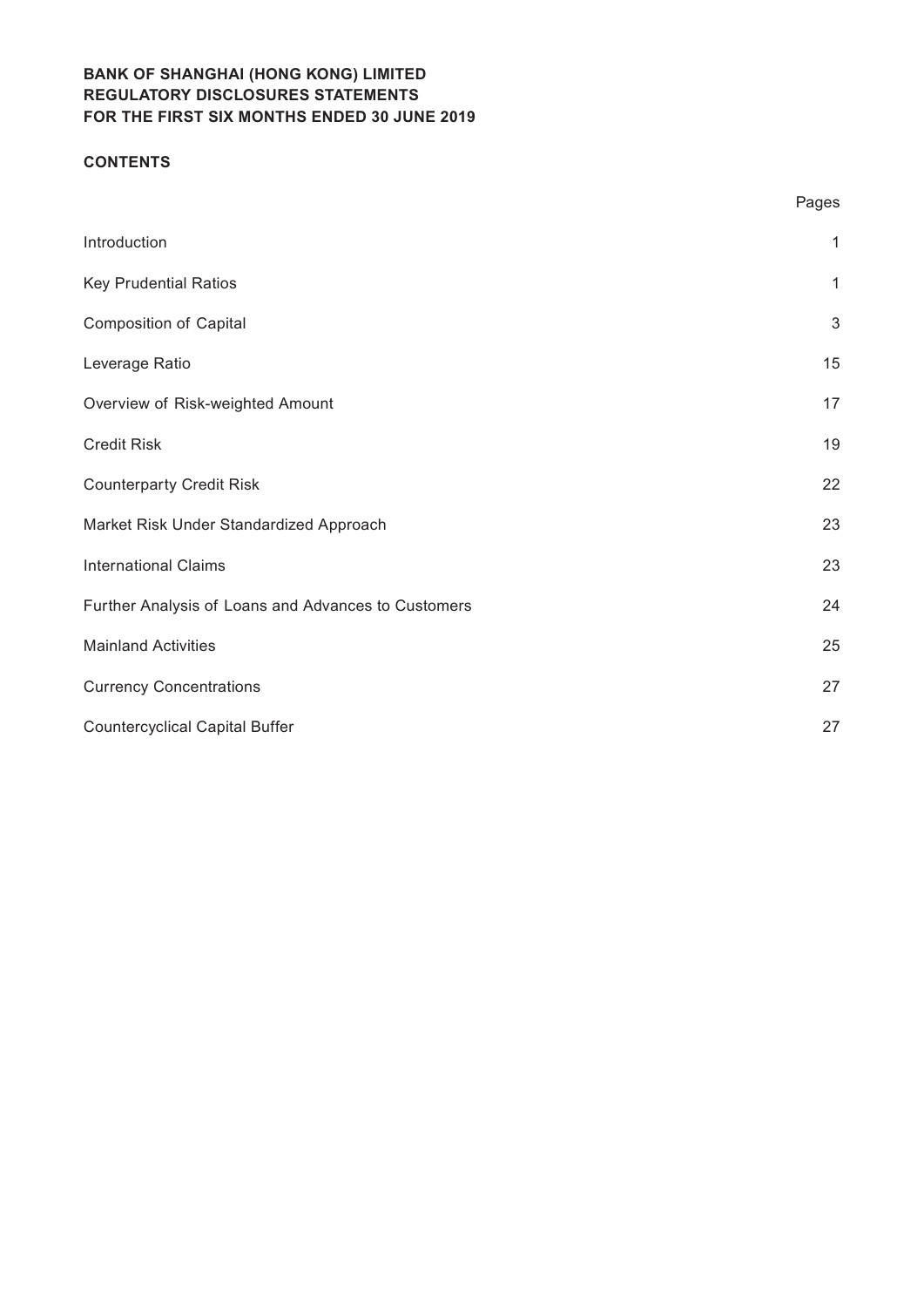**BANK OF SHANGHAI (HONG KONG) LIMITED**
**REGULATORY DISCLOSURES STATEMENTS**
**FOR THE FIRST SIX MONTHS ENDED 30 JUNE 2019**

**CONTENTS**

| | Pages |
|---|---|
| Introduction | 1 |
| Key Prudential Ratios | 1 |
| Composition of Capital | 3 |
| Leverage Ratio | 15 |
| Overview of Risk-weighted Amount | 17 |
| Credit Risk | 19 |
| Counterparty Credit Risk | 22 |
| Market Risk Under Standardized Approach | 23 |
| International Claims | 23 |
| Further Analysis of Loans and Advances to Customers | 24 |
| Mainland Activities | 25 |
| Currency Concentrations | 27 |
| Countercyclical Capital Buffer | 27 |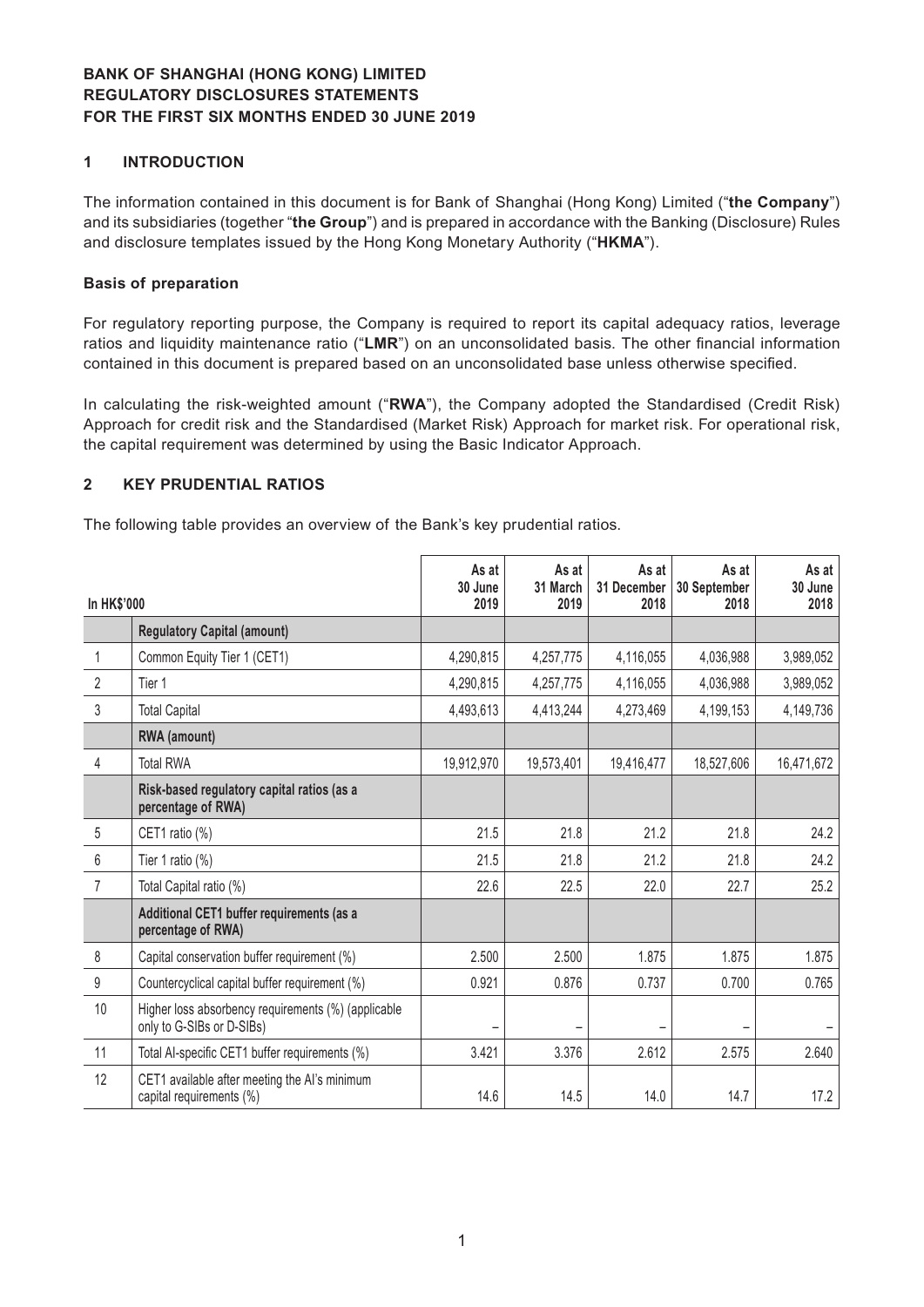**BANK OF SHANGHAI (HONG KONG) LIMITED**
**REGULATORY DISCLOSURES STATEMENTS**
**FOR THE FIRST SIX MONTHS ENDED 30 JUNE 2019**

## 1 INTRODUCTION

The information contained in this document is for Bank of Shanghai (Hong Kong) Limited ("**the Company**") and its subsidiaries (together "**the Group**") and is prepared in accordance with the Banking (Disclosure) Rules and disclosure templates issued by the Hong Kong Monetary Authority ("**HKMA**").

### Basis of preparation

For regulatory reporting purpose, the Company is required to report its capital adequacy ratios, leverage ratios and liquidity maintenance ratio ("**LMR**") on an unconsolidated basis. The other financial information contained in this document is prepared based on an unconsolidated base unless otherwise specified.

In calculating the risk-weighted amount ("**RWA**"), the Company adopted the Standardised (Credit Risk) Approach for credit risk and the Standardised (Market Risk) Approach for market risk. For operational risk, the capital requirement was determined by using the Basic Indicator Approach.

## 2 KEY PRUDENTIAL RATIOS

The following table provides an overview of the Bank's key prudential ratios.

| In HK$'000 | | As at 30 June 2019 | As at 31 March 2019 | As at 31 December 2018 | As at 30 September 2018 | As at 30 June 2018 |
|---|---|---|---|---|---|---|
| | **Regulatory Capital (amount)** | | | | | |
| 1 | Common Equity Tier 1 (CET1) | 4,290,815 | 4,257,775 | 4,116,055 | 4,036,988 | 3,989,052 |
| 2 | Tier 1 | 4,290,815 | 4,257,775 | 4,116,055 | 4,036,988 | 3,989,052 |
| 3 | Total Capital | 4,493,613 | 4,413,244 | 4,273,469 | 4,199,153 | 4,149,736 |
| | **RWA (amount)** | | | | | |
| 4 | Total RWA | 19,912,970 | 19,573,401 | 19,416,477 | 18,527,606 | 16,471,672 |
| | **Risk-based regulatory capital ratios (as a percentage of RWA)** | | | | | |
| 5 | CET1 ratio (%) | 21.5 | 21.8 | 21.2 | 21.8 | 24.2 |
| 6 | Tier 1 ratio (%) | 21.5 | 21.8 | 21.2 | 21.8 | 24.2 |
| 7 | Total Capital ratio (%) | 22.6 | 22.5 | 22.0 | 22.7 | 25.2 |
| | **Additional CET1 buffer requirements (as a percentage of RWA)** | | | | | |
| 8 | Capital conservation buffer requirement (%) | 2.500 | 2.500 | 1.875 | 1.875 | 1.875 |
| 9 | Countercyclical capital buffer requirement (%) | 0.921 | 0.876 | 0.737 | 0.700 | 0.765 |
| 10 | Higher loss absorbency requirements (%) (applicable only to G-SIBs or D-SIBs) | – | – | – | – | – |
| 11 | Total AI-specific CET1 buffer requirements (%) | 3.421 | 3.376 | 2.612 | 2.575 | 2.640 |
| 12 | CET1 available after meeting the AI's minimum capital requirements (%) | 14.6 | 14.5 | 14.0 | 14.7 | 17.2 |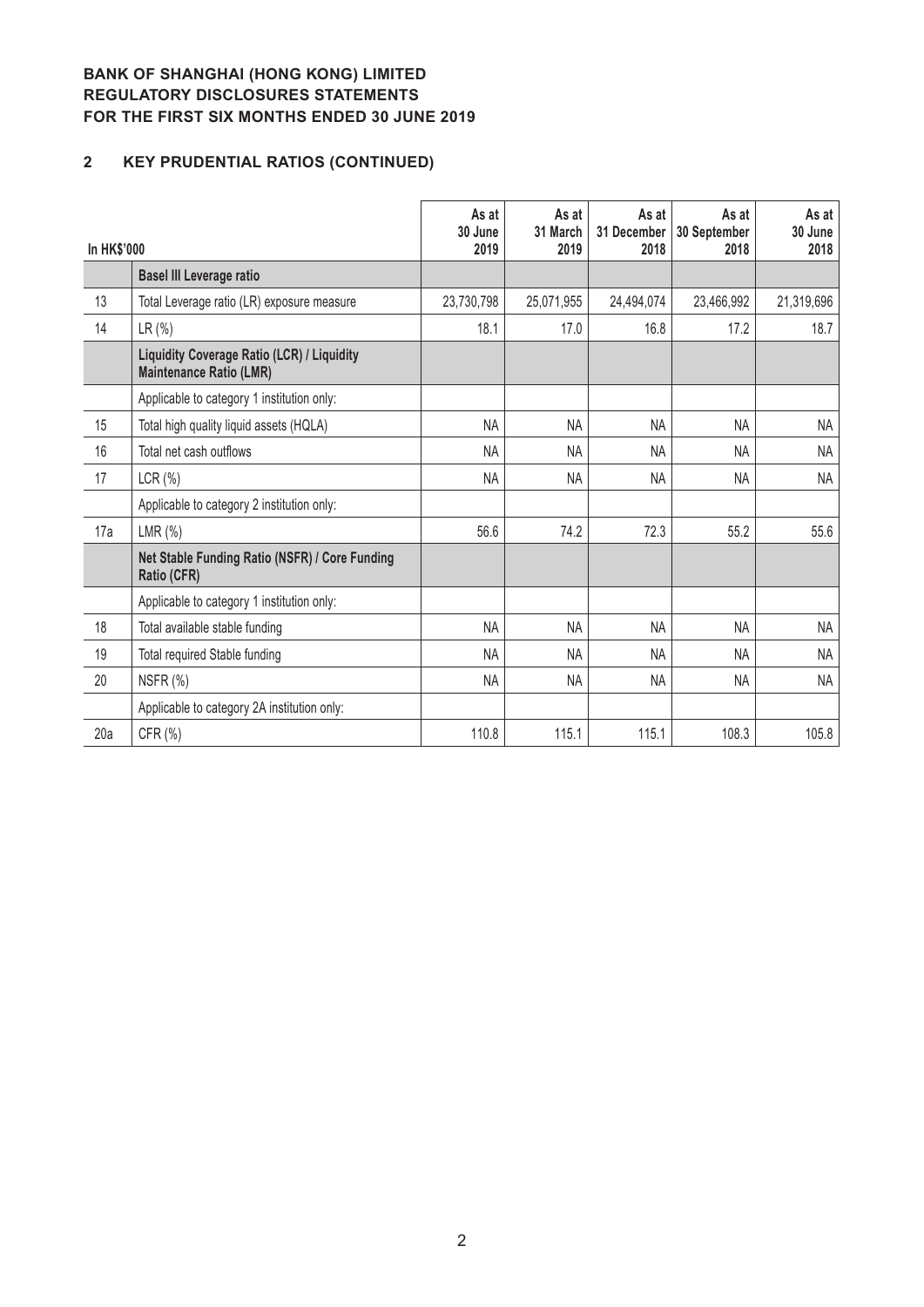**BANK OF SHANGHAI (HONG KONG) LIMITED**
**REGULATORY DISCLOSURES STATEMENTS**
**FOR THE FIRST SIX MONTHS ENDED 30 JUNE 2019**

## 2 KEY PRUDENTIAL RATIOS (CONTINUED)

| In HK$'000 | | As at 30 June 2019 | As at 31 March 2019 | As at 31 December 2018 | As at 30 September 2018 | As at 30 June 2018 |
|---|---|---|---|---|---|---|
| | **Basel III Leverage ratio** | | | | | |
| 13 | Total Leverage ratio (LR) exposure measure | 23,730,798 | 25,071,955 | 24,494,074 | 23,466,992 | 21,319,696 |
| 14 | LR (%) | 18.1 | 17.0 | 16.8 | 17.2 | 18.7 |
| | **Liquidity Coverage Ratio (LCR) / Liquidity Maintenance Ratio (LMR)** | | | | | |
| | Applicable to category 1 institution only: | | | | | |
| 15 | Total high quality liquid assets (HQLA) | NA | NA | NA | NA | NA |
| 16 | Total net cash outflows | NA | NA | NA | NA | NA |
| 17 | LCR (%) | NA | NA | NA | NA | NA |
| | Applicable to category 2 institution only: | | | | | |
| 17a | LMR (%) | 56.6 | 74.2 | 72.3 | 55.2 | 55.6 |
| | **Net Stable Funding Ratio (NSFR) / Core Funding Ratio (CFR)** | | | | | |
| | Applicable to category 1 institution only: | | | | | |
| 18 | Total available stable funding | NA | NA | NA | NA | NA |
| 19 | Total required Stable funding | NA | NA | NA | NA | NA |
| 20 | NSFR (%) | NA | NA | NA | NA | NA |
| | Applicable to category 2A institution only: | | | | | |
| 20a | CFR (%) | 110.8 | 115.1 | 115.1 | 108.3 | 105.8 |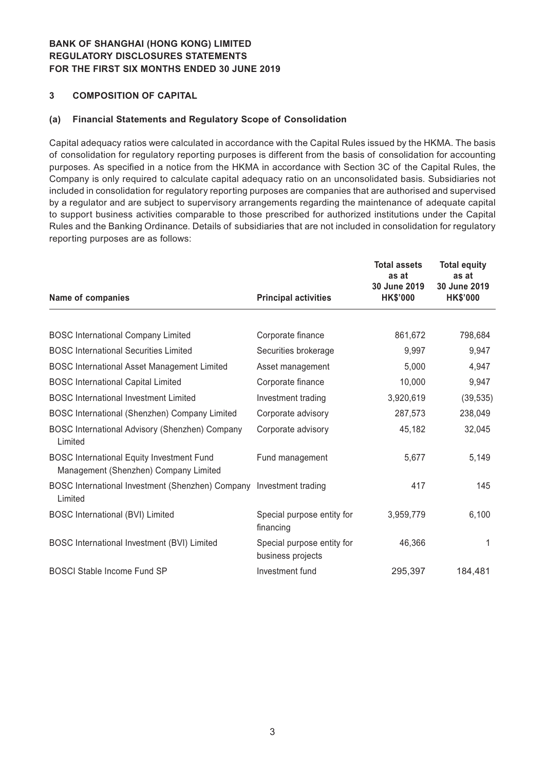**BANK OF SHANGHAI (HONG KONG) LIMITED**
**REGULATORY DISCLOSURES STATEMENTS**
**FOR THE FIRST SIX MONTHS ENDED 30 JUNE 2019**

## 3 COMPOSITION OF CAPITAL

### (a) Financial Statements and Regulatory Scope of Consolidation

Capital adequacy ratios were calculated in accordance with the Capital Rules issued by the HKMA. The basis of consolidation for regulatory reporting purposes is different from the basis of consolidation for accounting purposes. As specified in a notice from the HKMA in accordance with Section 3C of the Capital Rules, the Company is only required to calculate capital adequacy ratio on an unconsolidated basis. Subsidiaries not included in consolidation for regulatory reporting purposes are companies that are authorised and supervised by a regulator and are subject to supervisory arrangements regarding the maintenance of adequate capital to support business activities comparable to those prescribed for authorized institutions under the Capital Rules and the Banking Ordinance. Details of subsidiaries that are not included in consolidation for regulatory reporting purposes are as follows:

| Name of companies | Principal activities | Total assets as at 30 June 2019 HK$'000 | Total equity as at 30 June 2019 HK$'000 |
|---|---|---|---|
| BOSC International Company Limited | Corporate finance | 861,672 | 798,684 |
| BOSC International Securities Limited | Securities brokerage | 9,997 | 9,947 |
| BOSC International Asset Management Limited | Asset management | 5,000 | 4,947 |
| BOSC International Capital Limited | Corporate finance | 10,000 | 9,947 |
| BOSC International Investment Limited | Investment trading | 3,920,619 | (39,535) |
| BOSC International (Shenzhen) Company Limited | Corporate advisory | 287,573 | 238,049 |
| BOSC International Advisory (Shenzhen) Company Limited | Corporate advisory | 45,182 | 32,045 |
| BOSC International Equity Investment Fund Management (Shenzhen) Company Limited | Fund management | 5,677 | 5,149 |
| BOSC International Investment (Shenzhen) Company Limited | Investment trading | 417 | 145 |
| BOSC International (BVI) Limited | Special purpose entity for financing | 3,959,779 | 6,100 |
| BOSC International Investment (BVI) Limited | Special purpose entity for business projects | 46,366 | 1 |
| BOSCI Stable Income Fund SP | Investment fund | 295,397 | 184,481 |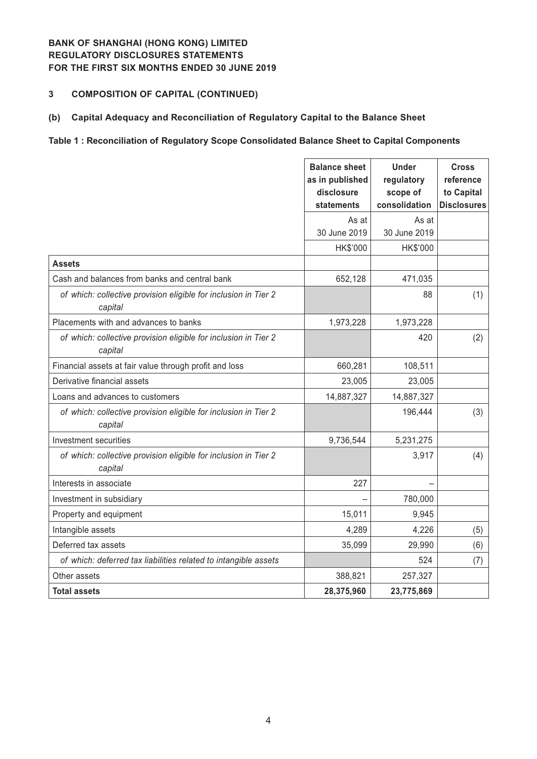**BANK OF SHANGHAI (HONG KONG) LIMITED**
**REGULATORY DISCLOSURES STATEMENTS**
**FOR THE FIRST SIX MONTHS ENDED 30 JUNE 2019**

## 3 COMPOSITION OF CAPITAL (CONTINUED)

### (b) Capital Adequacy and Reconciliation of Regulatory Capital to the Balance Sheet

**Table 1 : Reconciliation of Regulatory Scope Consolidated Balance Sheet to Capital Components**

| | Balance sheet as in published disclosure statements | Under regulatory scope of consolidation | Cross reference to Capital Disclosures |
|---|---|---|---|
| | As at 30 June 2019 | As at 30 June 2019 | |
| | HK$'000 | HK$'000 | |
| **Assets** | | | |
| Cash and balances from banks and central bank | 652,128 | 471,035 | |
| *of which: collective provision eligible for inclusion in Tier 2 capital* | | 88 | (1) |
| Placements with and advances to banks | 1,973,228 | 1,973,228 | |
| *of which: collective provision eligible for inclusion in Tier 2 capital* | | 420 | (2) |
| Financial assets at fair value through profit and loss | 660,281 | 108,511 | |
| Derivative financial assets | 23,005 | 23,005 | |
| Loans and advances to customers | 14,887,327 | 14,887,327 | |
| *of which: collective provision eligible for inclusion in Tier 2 capital* | | 196,444 | (3) |
| Investment securities | 9,736,544 | 5,231,275 | |
| *of which: collective provision eligible for inclusion in Tier 2 capital* | | 3,917 | (4) |
| Interests in associate | 227 | – | |
| Investment in subsidiary | – | 780,000 | |
| Property and equipment | 15,011 | 9,945 | |
| Intangible assets | 4,289 | 4,226 | (5) |
| Deferred tax assets | 35,099 | 29,990 | (6) |
| *of which: deferred tax liabilities related to intangible assets* | | 524 | (7) |
| Other assets | 388,821 | 257,327 | |
| **Total assets** | **28,375,960** | **23,775,869** | |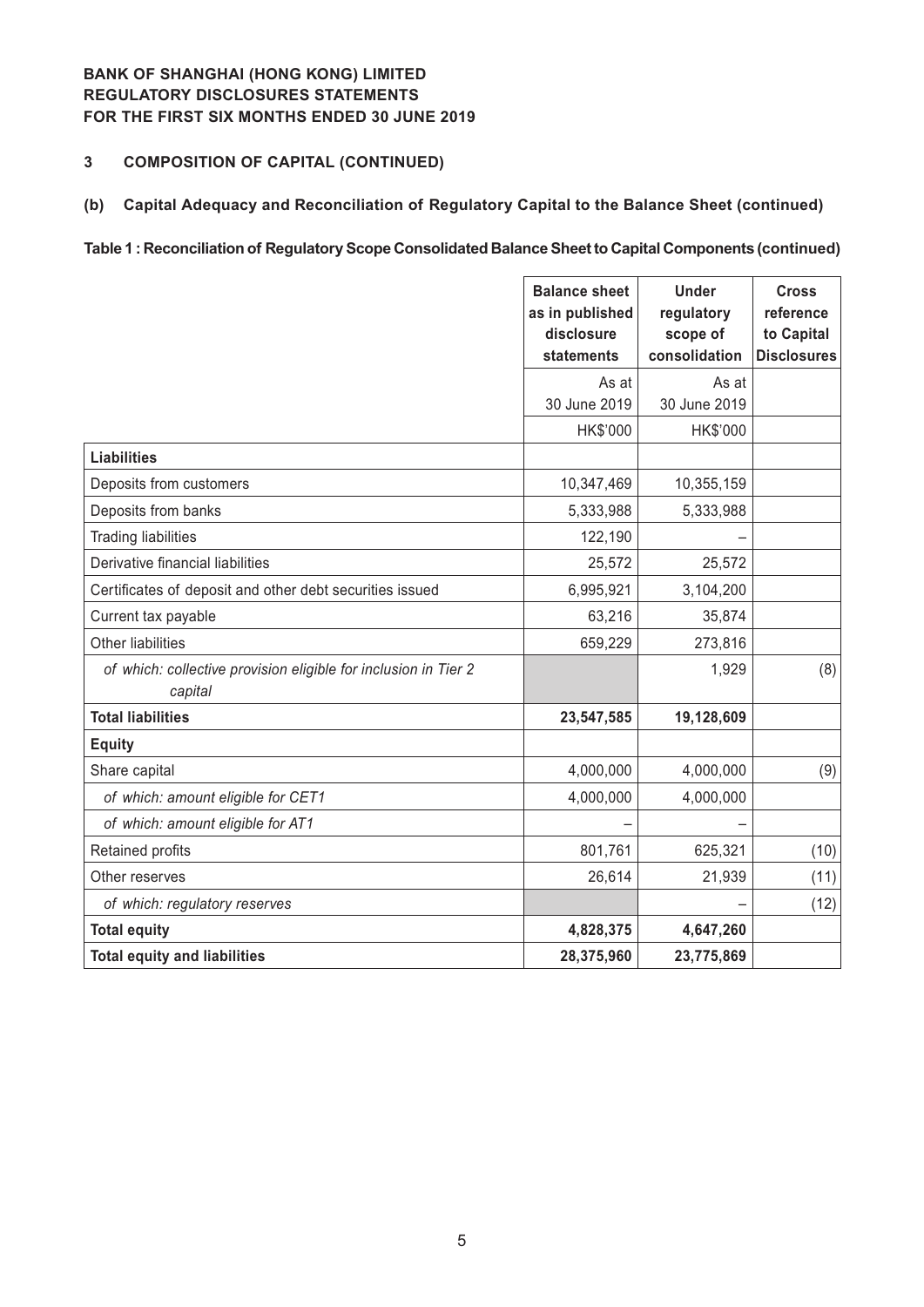**BANK OF SHANGHAI (HONG KONG) LIMITED**
**REGULATORY DISCLOSURES STATEMENTS**
**FOR THE FIRST SIX MONTHS ENDED 30 JUNE 2019**

## 3 COMPOSITION OF CAPITAL (CONTINUED)

### (b) Capital Adequacy and Reconciliation of Regulatory Capital to the Balance Sheet (continued)

**Table 1 : Reconciliation of Regulatory Scope Consolidated Balance Sheet to Capital Components (continued)**

| | Balance sheet as in published disclosure statements | Under regulatory scope of consolidation | Cross reference to Capital Disclosures |
|---|---|---|---|
| | As at 30 June 2019 | As at 30 June 2019 | |
| | HK$'000 | HK$'000 | |
| **Liabilities** | | | |
| Deposits from customers | 10,347,469 | 10,355,159 | |
| Deposits from banks | 5,333,988 | 5,333,988 | |
| Trading liabilities | 122,190 | – | |
| Derivative financial liabilities | 25,572 | 25,572 | |
| Certificates of deposit and other debt securities issued | 6,995,921 | 3,104,200 | |
| Current tax payable | 63,216 | 35,874 | |
| Other liabilities | 659,229 | 273,816 | |
| *of which: collective provision eligible for inclusion in Tier 2 capital* | | 1,929 | (8) |
| **Total liabilities** | **23,547,585** | **19,128,609** | |
| **Equity** | | | |
| Share capital | 4,000,000 | 4,000,000 | (9) |
| *of which: amount eligible for CET1* | 4,000,000 | 4,000,000 | |
| *of which: amount eligible for AT1* | – | – | |
| Retained profits | 801,761 | 625,321 | (10) |
| Other reserves | 26,614 | 21,939 | (11) |
| *of which: regulatory reserves* | | – | (12) |
| **Total equity** | **4,828,375** | **4,647,260** | |
| **Total equity and liabilities** | **28,375,960** | **23,775,869** | |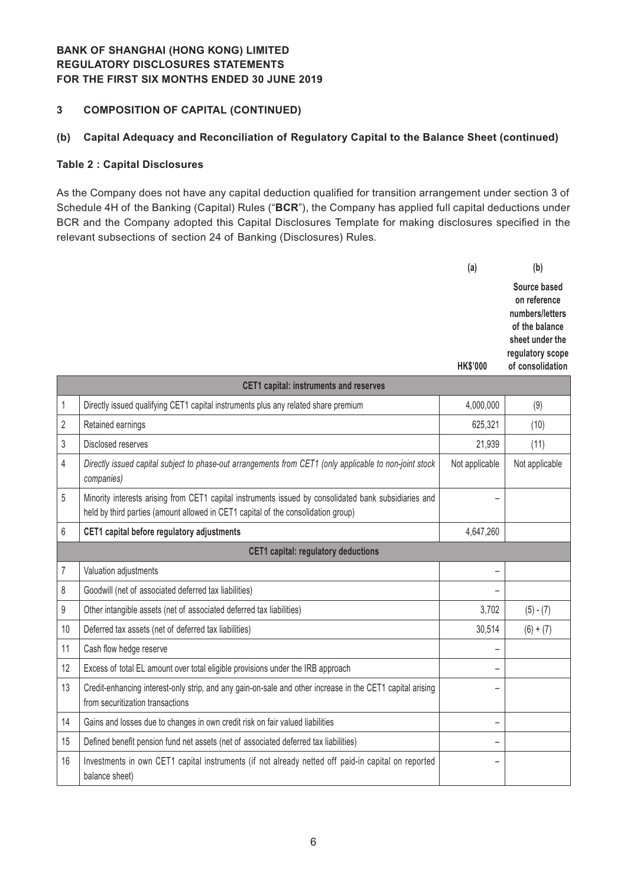**BANK OF SHANGHAI (HONG KONG) LIMITED**
**REGULATORY DISCLOSURES STATEMENTS**
**FOR THE FIRST SIX MONTHS ENDED 30 JUNE 2019**

## 3 COMPOSITION OF CAPITAL (CONTINUED)

### (b) Capital Adequacy and Reconciliation of Regulatory Capital to the Balance Sheet (continued)

**Table 2 : Capital Disclosures**

As the Company does not have any capital deduction qualified for transition arrangement under section 3 of Schedule 4H of the Banking (Capital) Rules ("**BCR**"), the Company has applied full capital deductions under BCR and the Company adopted this Capital Disclosures Template for making disclosures specified in the relevant subsections of section 24 of Banking (Disclosures) Rules.

| | | (a) HK$'000 | (b) Source based on reference numbers/letters of the balance sheet under the regulatory scope of consolidation |
|---|---|---|---|
| | **CET1 capital: instruments and reserves** | | |
| 1 | Directly issued qualifying CET1 capital instruments plus any related share premium | 4,000,000 | (9) |
| 2 | Retained earnings | 625,321 | (10) |
| 3 | Disclosed reserves | 21,939 | (11) |
| 4 | *Directly issued capital subject to phase-out arrangements from CET1 (only applicable to non-joint stock companies)* | Not applicable | Not applicable |
| 5 | Minority interests arising from CET1 capital instruments issued by consolidated bank subsidiaries and held by third parties (amount allowed in CET1 capital of the consolidation group) | – | |
| 6 | **CET1 capital before regulatory adjustments** | 4,647,260 | |
| | **CET1 capital: regulatory deductions** | | |
| 7 | Valuation adjustments | – | |
| 8 | Goodwill (net of associated deferred tax liabilities) | – | |
| 9 | Other intangible assets (net of associated deferred tax liabilities) | 3,702 | (5) - (7) |
| 10 | Deferred tax assets (net of deferred tax liabilities) | 30,514 | (6) + (7) |
| 11 | Cash flow hedge reserve | – | |
| 12 | Excess of total EL amount over total eligible provisions under the IRB approach | – | |
| 13 | Credit-enhancing interest-only strip, and any gain-on-sale and other increase in the CET1 capital arising from securitization transactions | – | |
| 14 | Gains and losses due to changes in own credit risk on fair valued liabilities | – | |
| 15 | Defined benefit pension fund net assets (net of associated deferred tax liabilities) | – | |
| 16 | Investments in own CET1 capital instruments (if not already netted off paid-in capital on reported balance sheet) | – | |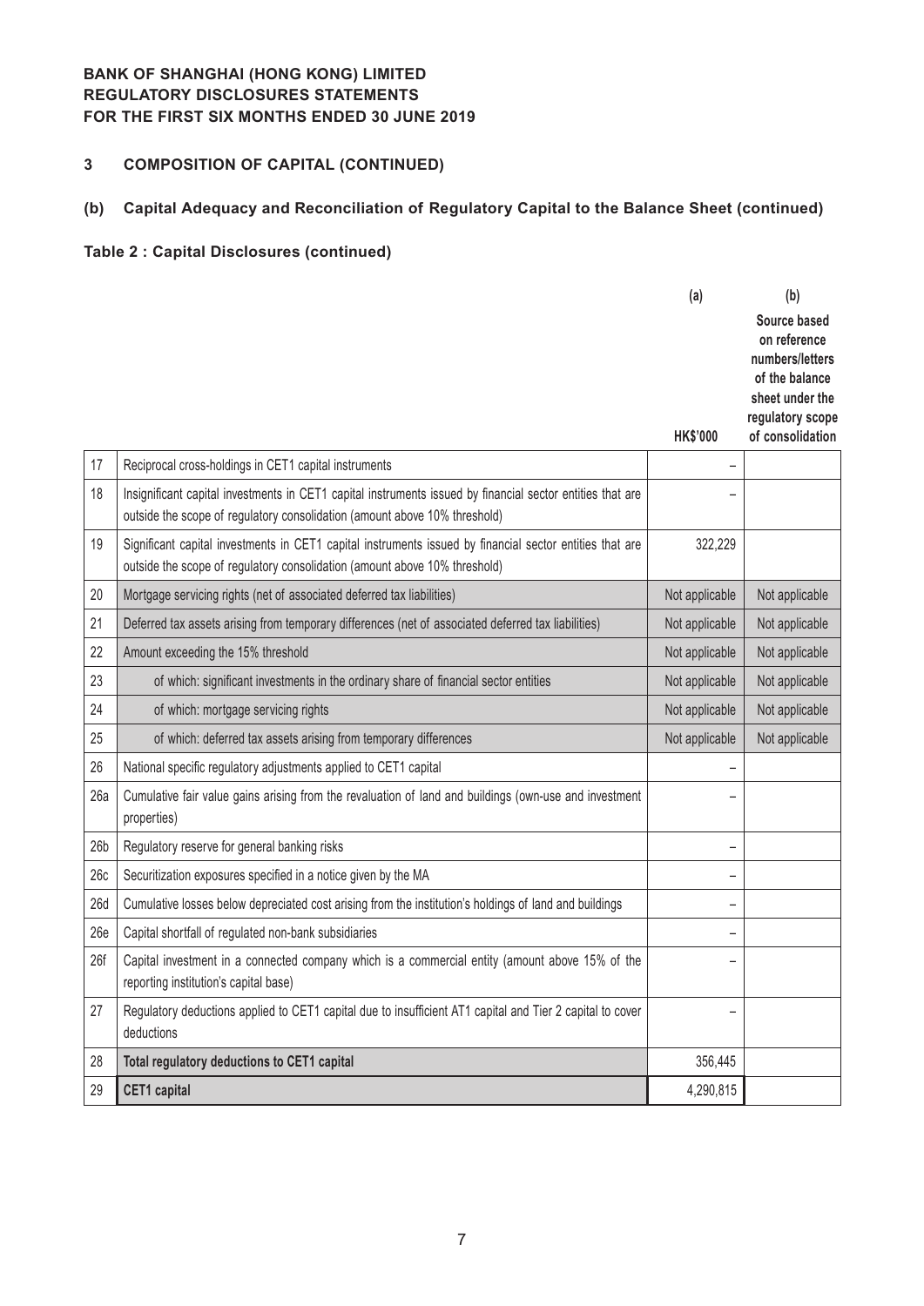**BANK OF SHANGHAI (HONG KONG) LIMITED**
**REGULATORY DISCLOSURES STATEMENTS**
**FOR THE FIRST SIX MONTHS ENDED 30 JUNE 2019**

## 3 COMPOSITION OF CAPITAL (CONTINUED)

### (b) Capital Adequacy and Reconciliation of Regulatory Capital to the Balance Sheet (continued)

**Table 2 : Capital Disclosures (continued)**

| | | (a)<br>HK$'000 | (b)<br>Source based on reference numbers/letters of the balance sheet under the regulatory scope of consolidation |
|---|---|---|---|
| 17 | Reciprocal cross-holdings in CET1 capital instruments | – | |
| 18 | Insignificant capital investments in CET1 capital instruments issued by financial sector entities that are outside the scope of regulatory consolidation (amount above 10% threshold) | – | |
| 19 | Significant capital investments in CET1 capital instruments issued by financial sector entities that are outside the scope of regulatory consolidation (amount above 10% threshold) | 322,229 | |
| 20 | Mortgage servicing rights (net of associated deferred tax liabilities) | Not applicable | Not applicable |
| 21 | Deferred tax assets arising from temporary differences (net of associated deferred tax liabilities) | Not applicable | Not applicable |
| 22 | Amount exceeding the 15% threshold | Not applicable | Not applicable |
| 23 | of which: significant investments in the ordinary share of financial sector entities | Not applicable | Not applicable |
| 24 | of which: mortgage servicing rights | Not applicable | Not applicable |
| 25 | of which: deferred tax assets arising from temporary differences | Not applicable | Not applicable |
| 26 | National specific regulatory adjustments applied to CET1 capital | – | |
| 26a | Cumulative fair value gains arising from the revaluation of land and buildings (own-use and investment properties) | – | |
| 26b | Regulatory reserve for general banking risks | – | |
| 26c | Securitization exposures specified in a notice given by the MA | – | |
| 26d | Cumulative losses below depreciated cost arising from the institution's holdings of land and buildings | – | |
| 26e | Capital shortfall of regulated non-bank subsidiaries | – | |
| 26f | Capital investment in a connected company which is a commercial entity (amount above 15% of the reporting institution's capital base) | – | |
| 27 | Regulatory deductions applied to CET1 capital due to insufficient AT1 capital and Tier 2 capital to cover deductions | – | |
| 28 | **Total regulatory deductions to CET1 capital** | 356,445 | |
| 29 | **CET1 capital** | 4,290,815 | |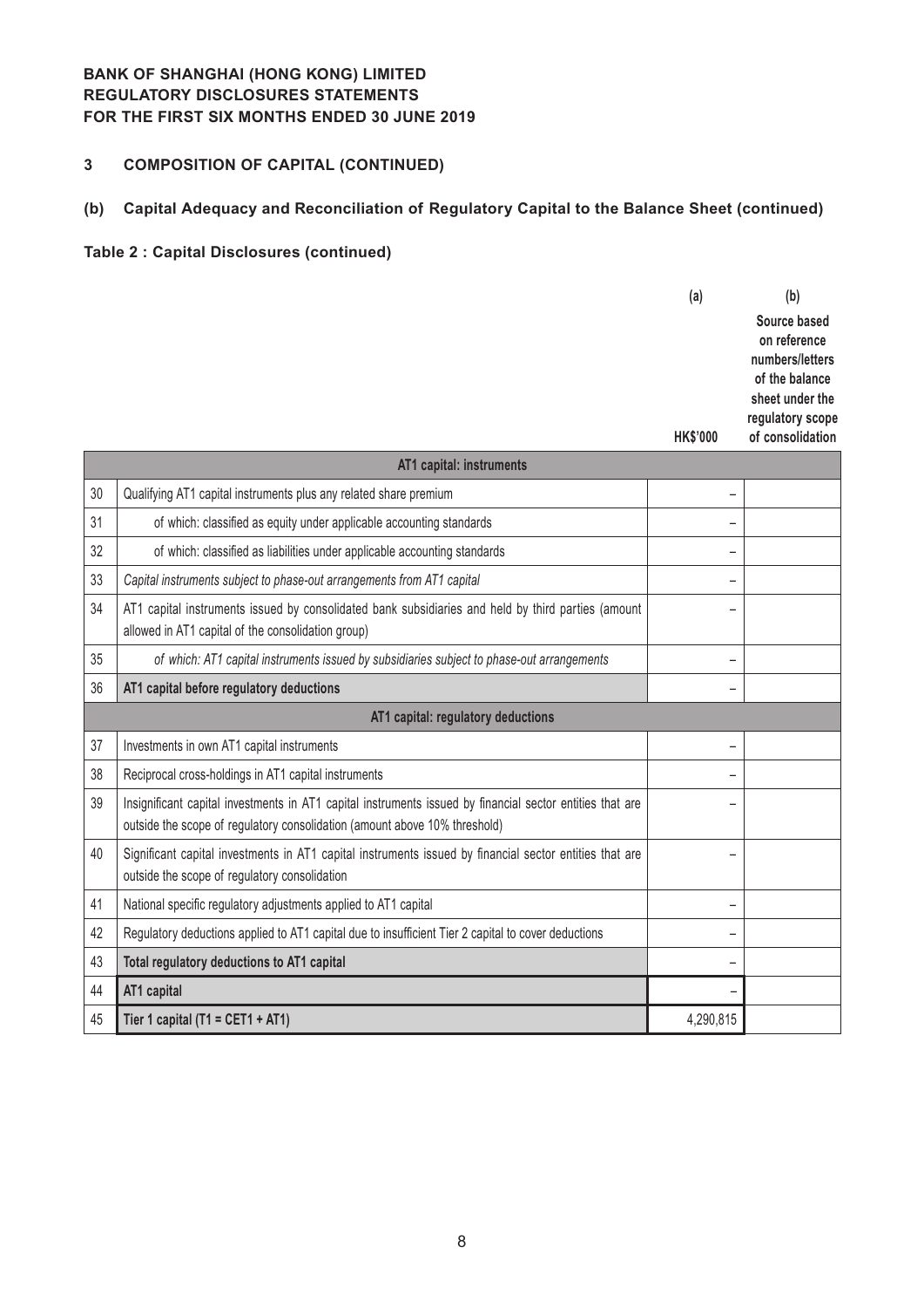**BANK OF SHANGHAI (HONG KONG) LIMITED**
**REGULATORY DISCLOSURES STATEMENTS**
**FOR THE FIRST SIX MONTHS ENDED 30 JUNE 2019**

## 3 COMPOSITION OF CAPITAL (CONTINUED)

### (b) Capital Adequacy and Reconciliation of Regulatory Capital to the Balance Sheet (continued)

**Table 2 : Capital Disclosures (continued)**

| | | (a) HK$'000 | (b) Source based on reference numbers/letters of the balance sheet under the regulatory scope of consolidation |
|---|---|---|---|
| | **AT1 capital: instruments** | | |
| 30 | Qualifying AT1 capital instruments plus any related share premium | – | |
| 31 | of which: classified as equity under applicable accounting standards | – | |
| 32 | of which: classified as liabilities under applicable accounting standards | – | |
| 33 | *Capital instruments subject to phase-out arrangements from AT1 capital* | – | |
| 34 | AT1 capital instruments issued by consolidated bank subsidiaries and held by third parties (amount allowed in AT1 capital of the consolidation group) | – | |
| 35 | *of which: AT1 capital instruments issued by subsidiaries subject to phase-out arrangements* | – | |
| 36 | **AT1 capital before regulatory deductions** | – | |
| | **AT1 capital: regulatory deductions** | | |
| 37 | Investments in own AT1 capital instruments | – | |
| 38 | Reciprocal cross-holdings in AT1 capital instruments | – | |
| 39 | Insignificant capital investments in AT1 capital instruments issued by financial sector entities that are outside the scope of regulatory consolidation (amount above 10% threshold) | – | |
| 40 | Significant capital investments in AT1 capital instruments issued by financial sector entities that are outside the scope of regulatory consolidation | – | |
| 41 | National specific regulatory adjustments applied to AT1 capital | – | |
| 42 | Regulatory deductions applied to AT1 capital due to insufficient Tier 2 capital to cover deductions | – | |
| 43 | **Total regulatory deductions to AT1 capital** | – | |
| 44 | **AT1 capital** | – | |
| 45 | **Tier 1 capital (T1 = CET1 + AT1)** | 4,290,815 | |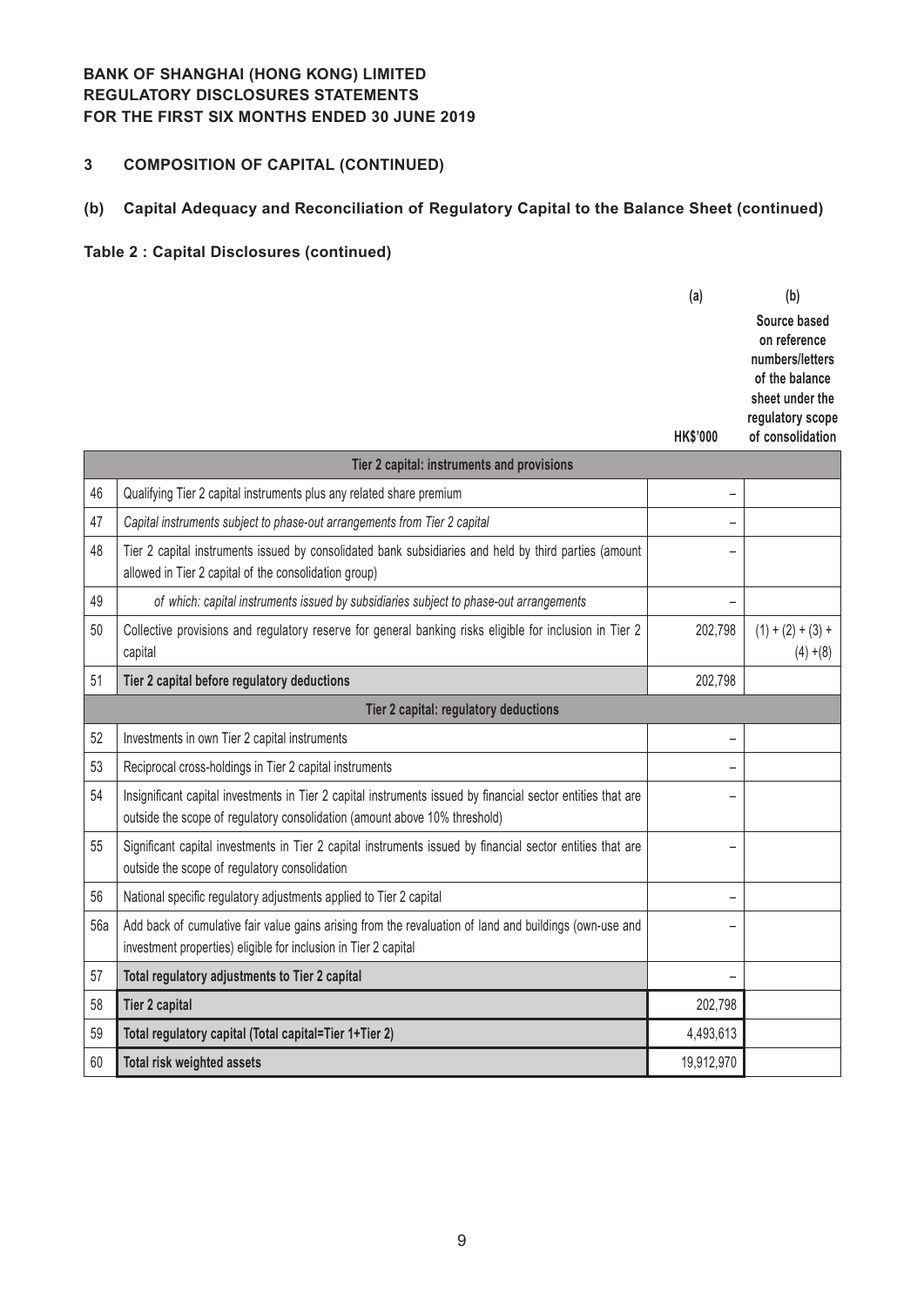**BANK OF SHANGHAI (HONG KONG) LIMITED**
**REGULATORY DISCLOSURES STATEMENTS**
**FOR THE FIRST SIX MONTHS ENDED 30 JUNE 2019**

## 3 COMPOSITION OF CAPITAL (CONTINUED)

### (b) Capital Adequacy and Reconciliation of Regulatory Capital to the Balance Sheet (continued)

**Table 2 : Capital Disclosures (continued)**

| | | (a)<br>HK$'000 | (b)<br>Source based on reference numbers/letters of the balance sheet under the regulatory scope of consolidation |
|---|---|---|---|
| | **Tier 2 capital: instruments and provisions** | | |
| 46 | Qualifying Tier 2 capital instruments plus any related share premium | – | |
| 47 | *Capital instruments subject to phase-out arrangements from Tier 2 capital* | – | |
| 48 | Tier 2 capital instruments issued by consolidated bank subsidiaries and held by third parties (amount allowed in Tier 2 capital of the consolidation group) | – | |
| 49 | *of which: capital instruments issued by subsidiaries subject to phase-out arrangements* | – | |
| 50 | Collective provisions and regulatory reserve for general banking risks eligible for inclusion in Tier 2 capital | 202,798 | (1) + (2) + (3) + (4) +(8) |
| 51 | **Tier 2 capital before regulatory deductions** | 202,798 | |
| | **Tier 2 capital: regulatory deductions** | | |
| 52 | Investments in own Tier 2 capital instruments | – | |
| 53 | Reciprocal cross-holdings in Tier 2 capital instruments | – | |
| 54 | Insignificant capital investments in Tier 2 capital instruments issued by financial sector entities that are outside the scope of regulatory consolidation (amount above 10% threshold) | – | |
| 55 | Significant capital investments in Tier 2 capital instruments issued by financial sector entities that are outside the scope of regulatory consolidation | – | |
| 56 | National specific regulatory adjustments applied to Tier 2 capital | – | |
| 56a | Add back of cumulative fair value gains arising from the revaluation of land and buildings (own-use and investment properties) eligible for inclusion in Tier 2 capital | – | |
| 57 | **Total regulatory adjustments to Tier 2 capital** | – | |
| 58 | **Tier 2 capital** | 202,798 | |
| 59 | **Total regulatory capital (Total capital=Tier 1+Tier 2)** | 4,493,613 | |
| 60 | **Total risk weighted assets** | 19,912,970 | |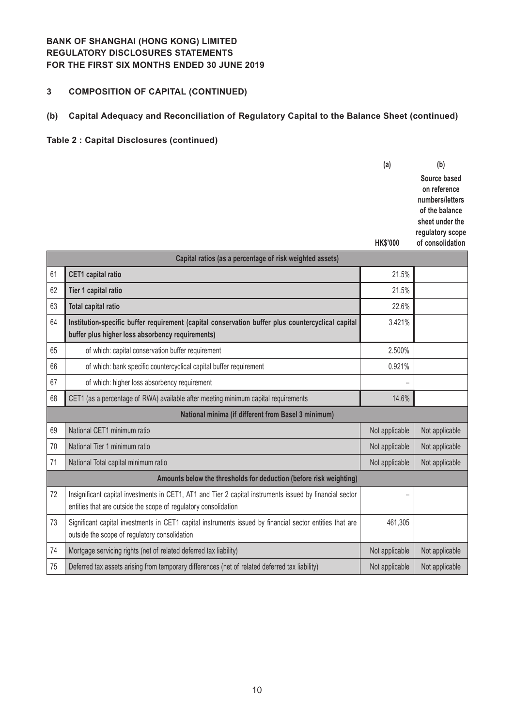**BANK OF SHANGHAI (HONG KONG) LIMITED**
**REGULATORY DISCLOSURES STATEMENTS**
**FOR THE FIRST SIX MONTHS ENDED 30 JUNE 2019**

## 3 COMPOSITION OF CAPITAL (CONTINUED)

### (b) Capital Adequacy and Reconciliation of Regulatory Capital to the Balance Sheet (continued)

#### Table 2 : Capital Disclosures (continued)

| | | (a) HK$'000 | (b) Source based on reference numbers/letters of the balance sheet under the regulatory scope of consolidation |
|---|---|---|---|
| | **Capital ratios (as a percentage of risk weighted assets)** | | |
| 61 | **CET1 capital ratio** | 21.5% | |
| 62 | **Tier 1 capital ratio** | 21.5% | |
| 63 | **Total capital ratio** | 22.6% | |
| 64 | **Institution-specific buffer requirement (capital conservation buffer plus countercyclical capital buffer plus higher loss absorbency requirements)** | 3.421% | |
| 65 | of which: capital conservation buffer requirement | 2.500% | |
| 66 | of which: bank specific countercyclical capital buffer requirement | 0.921% | |
| 67 | of which: higher loss absorbency requirement | – | |
| 68 | CET1 (as a percentage of RWA) available after meeting minimum capital requirements | 14.6% | |
| | **National minima (if different from Basel 3 minimum)** | | |
| 69 | National CET1 minimum ratio | Not applicable | Not applicable |
| 70 | National Tier 1 minimum ratio | Not applicable | Not applicable |
| 71 | National Total capital minimum ratio | Not applicable | Not applicable |
| | **Amounts below the thresholds for deduction (before risk weighting)** | | |
| 72 | Insignificant capital investments in CET1, AT1 and Tier 2 capital instruments issued by financial sector entities that are outside the scope of regulatory consolidation | – | |
| 73 | Significant capital investments in CET1 capital instruments issued by financial sector entities that are outside the scope of regulatory consolidation | 461,305 | |
| 74 | Mortgage servicing rights (net of related deferred tax liability) | Not applicable | Not applicable |
| 75 | Deferred tax assets arising from temporary differences (net of related deferred tax liability) | Not applicable | Not applicable |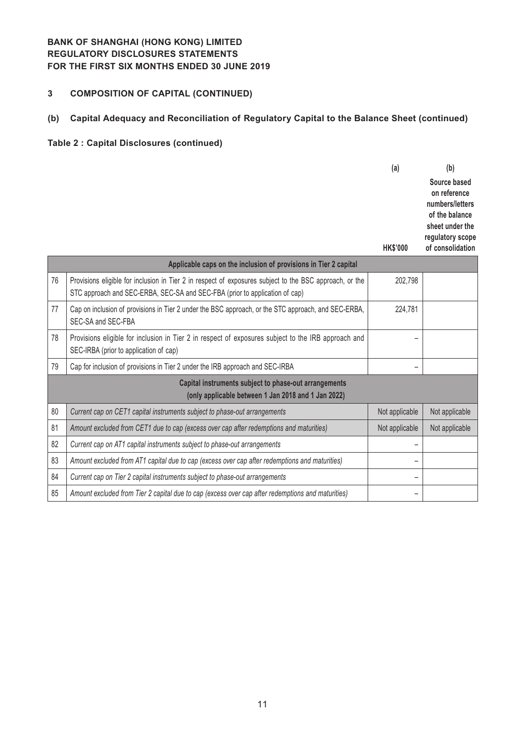**BANK OF SHANGHAI (HONG KONG) LIMITED**
**REGULATORY DISCLOSURES STATEMENTS**
**FOR THE FIRST SIX MONTHS ENDED 30 JUNE 2019**

### 3 COMPOSITION OF CAPITAL (CONTINUED)

### (b) Capital Adequacy and Reconciliation of Regulatory Capital to the Balance Sheet (continued)

**Table 2 : Capital Disclosures (continued)**

| | | (a) HK$'000 | (b) Source based on reference numbers/letters of the balance sheet under the regulatory scope of consolidation |
|---|---|---|---|
| | **Applicable caps on the inclusion of provisions in Tier 2 capital** | | |
| 76 | Provisions eligible for inclusion in Tier 2 in respect of exposures subject to the BSC approach, or the STC approach and SEC-ERBA, SEC-SA and SEC-FBA (prior to application of cap) | 202,798 | |
| 77 | Cap on inclusion of provisions in Tier 2 under the BSC approach, or the STC approach, and SEC-ERBA, SEC-SA and SEC-FBA | 224,781 | |
| 78 | Provisions eligible for inclusion in Tier 2 in respect of exposures subject to the IRB approach and SEC-IRBA (prior to application of cap) | – | |
| 79 | Cap for inclusion of provisions in Tier 2 under the IRB approach and SEC-IRBA | – | |
| | **Capital instruments subject to phase-out arrangements (only applicable between 1 Jan 2018 and 1 Jan 2022)** | | |
| 80 | *Current cap on CET1 capital instruments subject to phase-out arrangements* | Not applicable | Not applicable |
| 81 | *Amount excluded from CET1 due to cap (excess over cap after redemptions and maturities)* | Not applicable | Not applicable |
| 82 | *Current cap on AT1 capital instruments subject to phase-out arrangements* | – | |
| 83 | *Amount excluded from AT1 capital due to cap (excess over cap after redemptions and maturities)* | – | |
| 84 | *Current cap on Tier 2 capital instruments subject to phase-out arrangements* | – | |
| 85 | *Amount excluded from Tier 2 capital due to cap (excess over cap after redemptions and maturities)* | – | |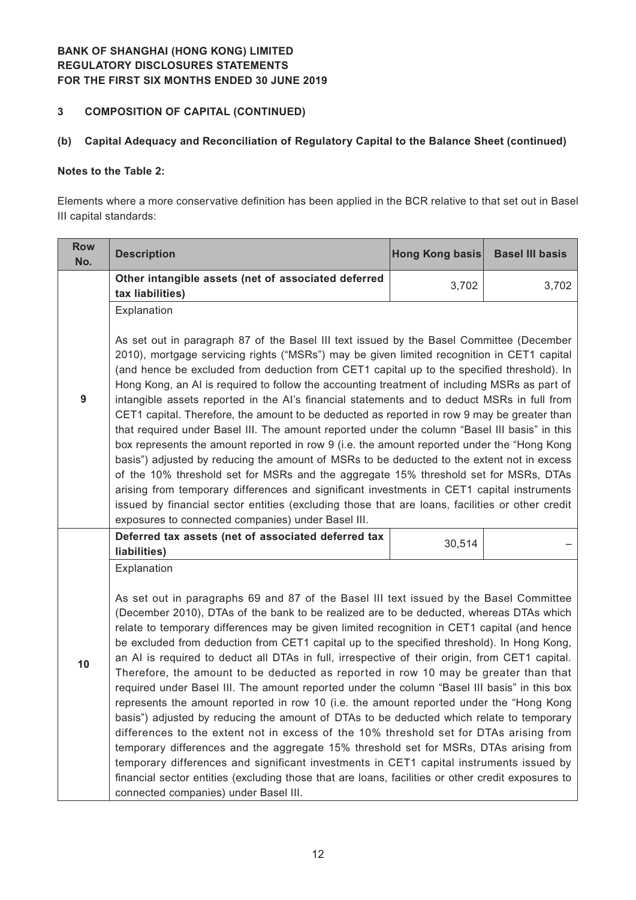**BANK OF SHANGHAI (HONG KONG) LIMITED**
**REGULATORY DISCLOSURES STATEMENTS**
**FOR THE FIRST SIX MONTHS ENDED 30 JUNE 2019**

## 3 COMPOSITION OF CAPITAL (CONTINUED)

### (b) Capital Adequacy and Reconciliation of Regulatory Capital to the Balance Sheet (continued)

**Notes to the Table 2:**

Elements where a more conservative definition has been applied in the BCR relative to that set out in Basel III capital standards:

| Row No. | Description | Hong Kong basis | Basel III basis |
|---|---|---|---|
| 9 | **Other intangible assets (net of associated deferred tax liabilities)** | 3,702 | 3,702 |
| | Explanation<br><br>As set out in paragraph 87 of the Basel III text issued by the Basel Committee (December 2010), mortgage servicing rights ("MSRs") may be given limited recognition in CET1 capital (and hence be excluded from deduction from CET1 capital up to the specified threshold). In Hong Kong, an AI is required to follow the accounting treatment of including MSRs as part of intangible assets reported in the AI's financial statements and to deduct MSRs in full from CET1 capital. Therefore, the amount to be deducted as reported in row 9 may be greater than that required under Basel III. The amount reported under the column "Basel III basis" in this box represents the amount reported in row 9 (i.e. the amount reported under the "Hong Kong basis") adjusted by reducing the amount of MSRs to be deducted to the extent not in excess of the 10% threshold set for MSRs and the aggregate 15% threshold set for MSRs, DTAs arising from temporary differences and significant investments in CET1 capital instruments issued by financial sector entities (excluding those that are loans, facilities or other credit exposures to connected companies) under Basel III. | | |
| 10 | **Deferred tax assets (net of associated deferred tax liabilities)** | 30,514 | – |
| | Explanation<br><br>As set out in paragraphs 69 and 87 of the Basel III text issued by the Basel Committee (December 2010), DTAs of the bank to be realized are to be deducted, whereas DTAs which relate to temporary differences may be given limited recognition in CET1 capital (and hence be excluded from deduction from CET1 capital up to the specified threshold). In Hong Kong, an AI is required to deduct all DTAs in full, irrespective of their origin, from CET1 capital. Therefore, the amount to be deducted as reported in row 10 may be greater than that required under Basel III. The amount reported under the column "Basel III basis" in this box represents the amount reported in row 10 (i.e. the amount reported under the "Hong Kong basis") adjusted by reducing the amount of DTAs to be deducted which relate to temporary differences to the extent not in excess of the 10% threshold set for DTAs arising from temporary differences and the aggregate 15% threshold set for MSRs, DTAs arising from temporary differences and significant investments in CET1 capital instruments issued by financial sector entities (excluding those that are loans, facilities or other credit exposures to connected companies) under Basel III. | | |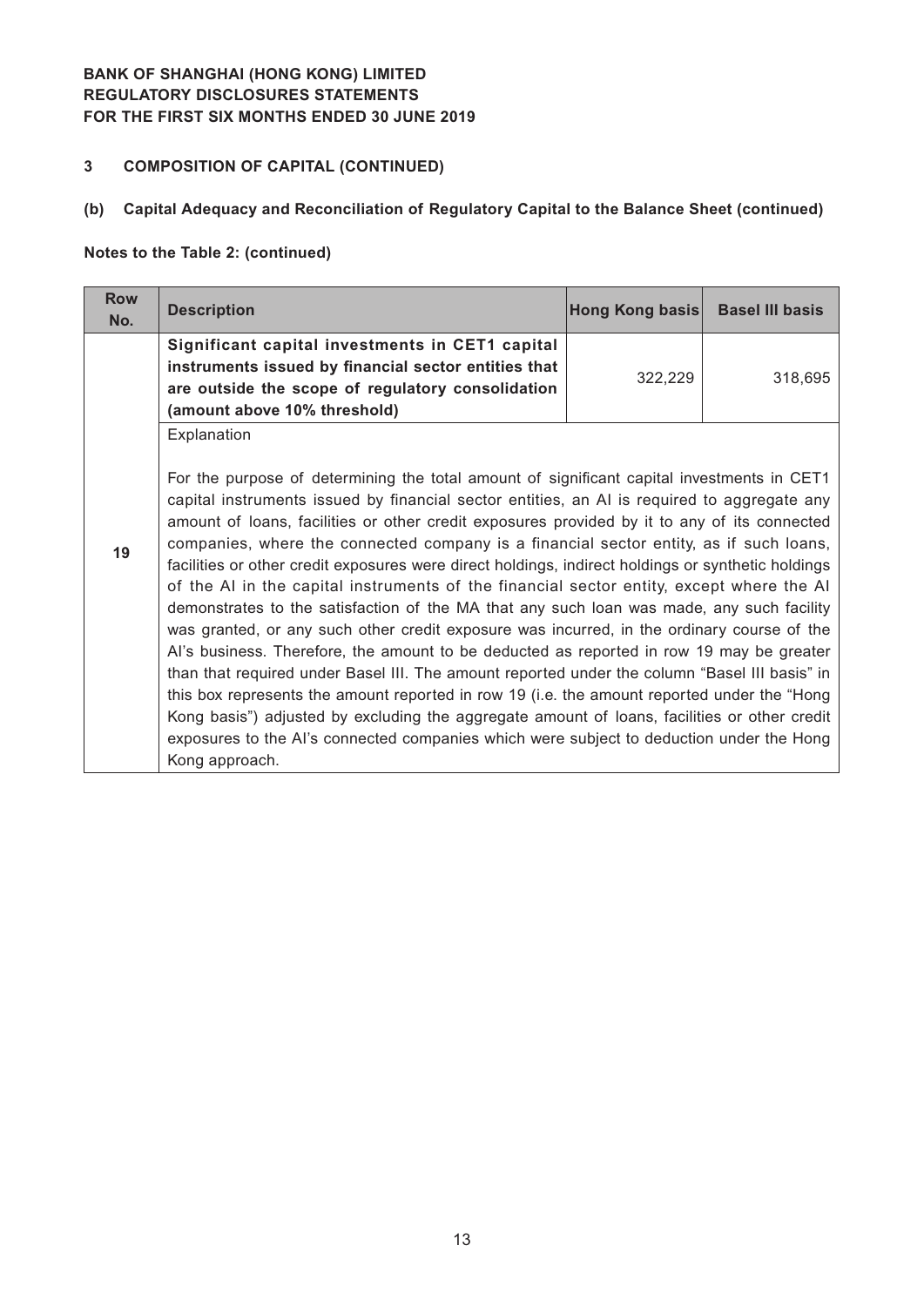### 3 COMPOSITION OF CAPITAL (CONTINUED)

#### (b) Capital Adequacy and Reconciliation of Regulatory Capital to the Balance Sheet (continued)

**Notes to the Table 2: (continued)**

| Row No. | Description | Hong Kong basis | Basel III basis |
|---|---|---|---|
| 19 | **Significant capital investments in CET1 capital instruments issued by financial sector entities that are outside the scope of regulatory consolidation (amount above 10% threshold)** | 322,229 | 318,695 |
| | Explanation<br><br>For the purpose of determining the total amount of significant capital investments in CET1 capital instruments issued by financial sector entities, an AI is required to aggregate any amount of loans, facilities or other credit exposures provided by it to any of its connected companies, where the connected company is a financial sector entity, as if such loans, facilities or other credit exposures were direct holdings, indirect holdings or synthetic holdings of the AI in the capital instruments of the financial sector entity, except where the AI demonstrates to the satisfaction of the MA that any such loan was made, any such facility was granted, or any such other credit exposure was incurred, in the ordinary course of the AI's business. Therefore, the amount to be deducted as reported in row 19 may be greater than that required under Basel III. The amount reported under the column "Basel III basis" in this box represents the amount reported in row 19 (i.e. the amount reported under the "Hong Kong basis") adjusted by excluding the aggregate amount of loans, facilities or other credit exposures to the AI's connected companies which were subject to deduction under the Hong Kong approach. | | |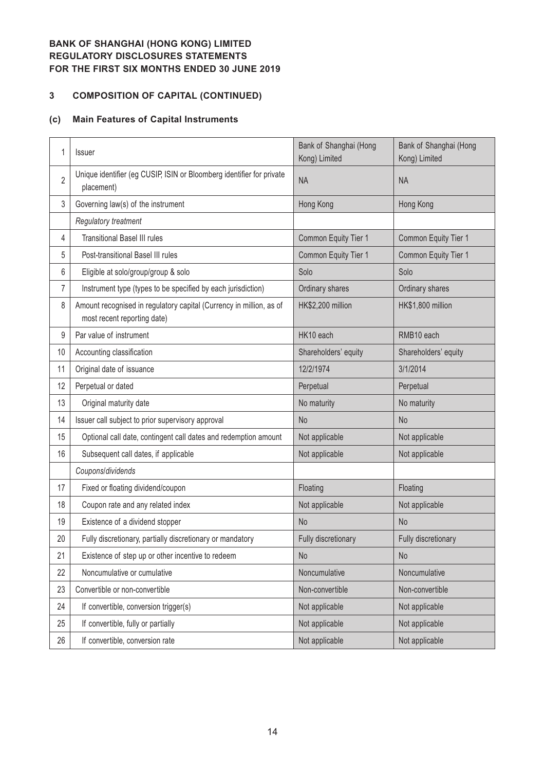**BANK OF SHANGHAI (HONG KONG) LIMITED**
**REGULATORY DISCLOSURES STATEMENTS**
**FOR THE FIRST SIX MONTHS ENDED 30 JUNE 2019**

## 3 COMPOSITION OF CAPITAL (CONTINUED)

### (c) Main Features of Capital Instruments

| | | | |
|---|---|---|---|
| 1 | Issuer | Bank of Shanghai (Hong Kong) Limited | Bank of Shanghai (Hong Kong) Limited |
| 2 | Unique identifier (eg CUSIP, ISIN or Bloomberg identifier for private placement) | NA | NA |
| 3 | Governing law(s) of the instrument | Hong Kong | Hong Kong |
| | *Regulatory treatment* | | |
| 4 | Transitional Basel III rules | Common Equity Tier 1 | Common Equity Tier 1 |
| 5 | Post-transitional Basel III rules | Common Equity Tier 1 | Common Equity Tier 1 |
| 6 | Eligible at solo/group/group & solo | Solo | Solo |
| 7 | Instrument type (types to be specified by each jurisdiction) | Ordinary shares | Ordinary shares |
| 8 | Amount recognised in regulatory capital (Currency in million, as of most recent reporting date) | HK$2,200 million | HK$1,800 million |
| 9 | Par value of instrument | HK10 each | RMB10 each |
| 10 | Accounting classification | Shareholders' equity | Shareholders' equity |
| 11 | Original date of issuance | 12/2/1974 | 3/1/2014 |
| 12 | Perpetual or dated | Perpetual | Perpetual |
| 13 | Original maturity date | No maturity | No maturity |
| 14 | Issuer call subject to prior supervisory approval | No | No |
| 15 | Optional call date, contingent call dates and redemption amount | Not applicable | Not applicable |
| 16 | Subsequent call dates, if applicable | Not applicable | Not applicable |
| | *Coupons/dividends* | | |
| 17 | Fixed or floating dividend/coupon | Floating | Floating |
| 18 | Coupon rate and any related index | Not applicable | Not applicable |
| 19 | Existence of a dividend stopper | No | No |
| 20 | Fully discretionary, partially discretionary or mandatory | Fully discretionary | Fully discretionary |
| 21 | Existence of step up or other incentive to redeem | No | No |
| 22 | Noncumulative or cumulative | Noncumulative | Noncumulative |
| 23 | Convertible or non-convertible | Non-convertible | Non-convertible |
| 24 | If convertible, conversion trigger(s) | Not applicable | Not applicable |
| 25 | If convertible, fully or partially | Not applicable | Not applicable |
| 26 | If convertible, conversion rate | Not applicable | Not applicable |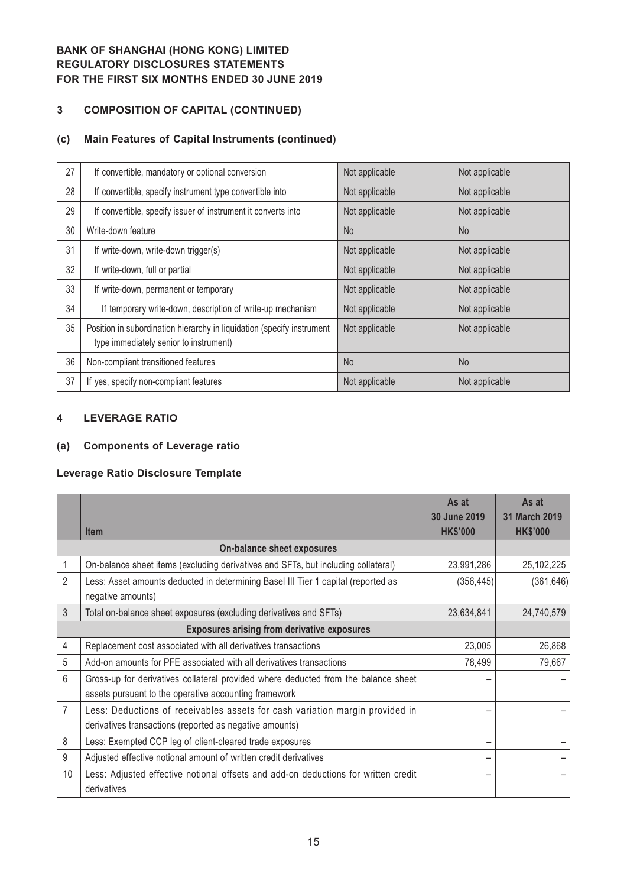**BANK OF SHANGHAI (HONG KONG) LIMITED**
**REGULATORY DISCLOSURES STATEMENTS**
**FOR THE FIRST SIX MONTHS ENDED 30 JUNE 2019**

## 3 COMPOSITION OF CAPITAL (CONTINUED)

### (c) Main Features of Capital Instruments (continued)

| | | | |
|---|---|---|---|
| 27 | If convertible, mandatory or optional conversion | Not applicable | Not applicable |
| 28 | If convertible, specify instrument type convertible into | Not applicable | Not applicable |
| 29 | If convertible, specify issuer of instrument it converts into | Not applicable | Not applicable |
| 30 | Write-down feature | No | No |
| 31 | If write-down, write-down trigger(s) | Not applicable | Not applicable |
| 32 | If write-down, full or partial | Not applicable | Not applicable |
| 33 | If write-down, permanent or temporary | Not applicable | Not applicable |
| 34 | If temporary write-down, description of write-up mechanism | Not applicable | Not applicable |
| 35 | Position in subordination hierarchy in liquidation (specify instrument type immediately senior to instrument) | Not applicable | Not applicable |
| 36 | Non-compliant transitioned features | No | No |
| 37 | If yes, specify non-compliant features | Not applicable | Not applicable |

## 4 LEVERAGE RATIO

### (a) Components of Leverage ratio

**Leverage Ratio Disclosure Template**

| | Item | As at 30 June 2019 HK$'000 | As at 31 March 2019 HK$'000 |
|---|---|---|---|
| | **On-balance sheet exposures** | | |
| 1 | On-balance sheet items (excluding derivatives and SFTs, but including collateral) | 23,991,286 | 25,102,225 |
| 2 | Less: Asset amounts deducted in determining Basel III Tier 1 capital (reported as negative amounts) | (356,445) | (361,646) |
| 3 | Total on-balance sheet exposures (excluding derivatives and SFTs) | 23,634,841 | 24,740,579 |
| | **Exposures arising from derivative exposures** | | |
| 4 | Replacement cost associated with all derivatives transactions | 23,005 | 26,868 |
| 5 | Add-on amounts for PFE associated with all derivatives transactions | 78,499 | 79,667 |
| 6 | Gross-up for derivatives collateral provided where deducted from the balance sheet assets pursuant to the operative accounting framework | – | – |
| 7 | Less: Deductions of receivables assets for cash variation margin provided in derivatives transactions (reported as negative amounts) | – | – |
| 8 | Less: Exempted CCP leg of client-cleared trade exposures | – | – |
| 9 | Adjusted effective notional amount of written credit derivatives | – | – |
| 10 | Less: Adjusted effective notional offsets and add-on deductions for written credit derivatives | – | – |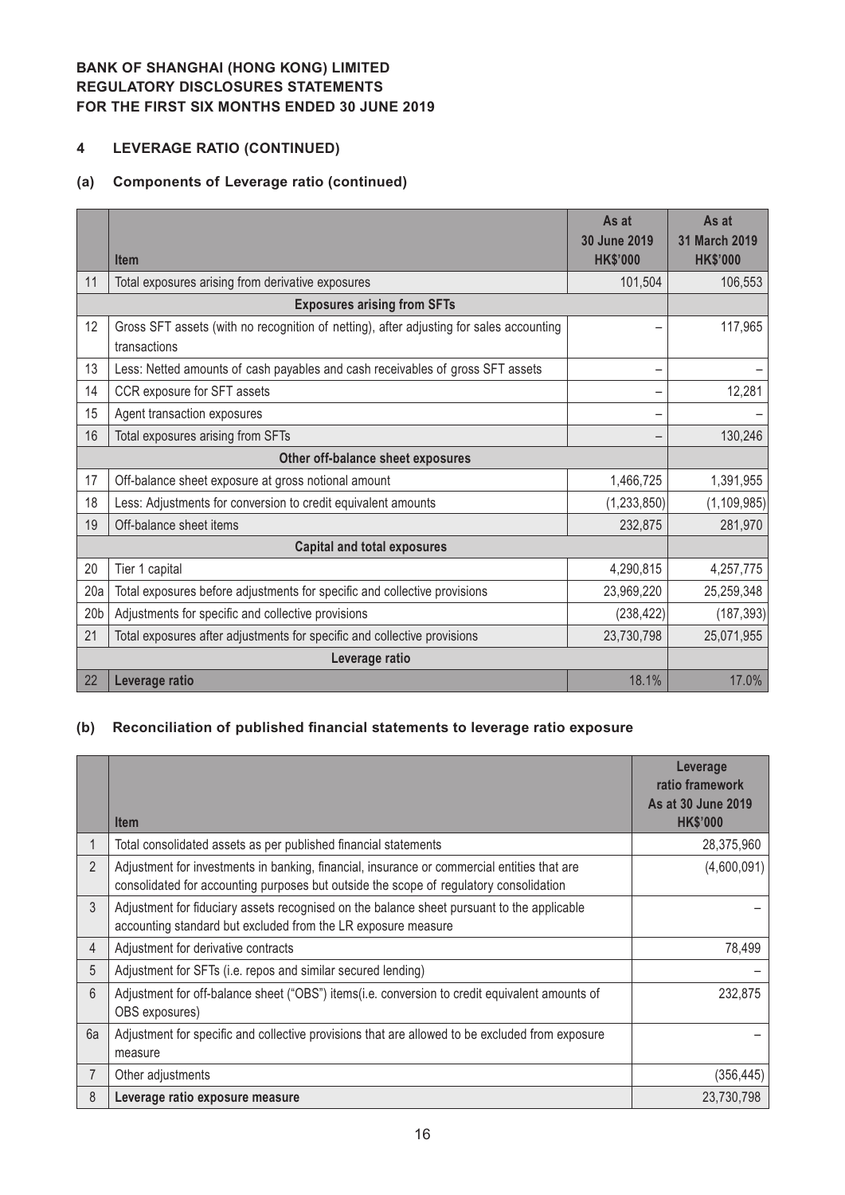**BANK OF SHANGHAI (HONG KONG) LIMITED**
**REGULATORY DISCLOSURES STATEMENTS**
**FOR THE FIRST SIX MONTHS ENDED 30 JUNE 2019**

## 4 LEVERAGE RATIO (CONTINUED)

### (a) Components of Leverage ratio (continued)

| | Item | As at 30 June 2019 HK$'000 | As at 31 March 2019 HK$'000 |
|---|---|---|---|
| 11 | Total exposures arising from derivative exposures | 101,504 | 106,553 |
| | **Exposures arising from SFTs** | | |
| 12 | Gross SFT assets (with no recognition of netting), after adjusting for sales accounting transactions | – | 117,965 |
| 13 | Less: Netted amounts of cash payables and cash receivables of gross SFT assets | – | – |
| 14 | CCR exposure for SFT assets | – | 12,281 |
| 15 | Agent transaction exposures | – | – |
| 16 | Total exposures arising from SFTs | – | 130,246 |
| | **Other off-balance sheet exposures** | | |
| 17 | Off-balance sheet exposure at gross notional amount | 1,466,725 | 1,391,955 |
| 18 | Less: Adjustments for conversion to credit equivalent amounts | (1,233,850) | (1,109,985) |
| 19 | Off-balance sheet items | 232,875 | 281,970 |
| | **Capital and total exposures** | | |
| 20 | Tier 1 capital | 4,290,815 | 4,257,775 |
| 20a | Total exposures before adjustments for specific and collective provisions | 23,969,220 | 25,259,348 |
| 20b | Adjustments for specific and collective provisions | (238,422) | (187,393) |
| 21 | Total exposures after adjustments for specific and collective provisions | 23,730,798 | 25,071,955 |
| | **Leverage ratio** | | |
| 22 | **Leverage ratio** | 18.1% | 17.0% |

### (b) Reconciliation of published financial statements to leverage ratio exposure

| | Item | Leverage ratio framework As at 30 June 2019 HK$'000 |
|---|---|---|
| 1 | Total consolidated assets as per published financial statements | 28,375,960 |
| 2 | Adjustment for investments in banking, financial, insurance or commercial entities that are consolidated for accounting purposes but outside the scope of regulatory consolidation | (4,600,091) |
| 3 | Adjustment for fiduciary assets recognised on the balance sheet pursuant to the applicable accounting standard but excluded from the LR exposure measure | – |
| 4 | Adjustment for derivative contracts | 78,499 |
| 5 | Adjustment for SFTs (i.e. repos and similar secured lending) | – |
| 6 | Adjustment for off-balance sheet ("OBS") items(i.e. conversion to credit equivalent amounts of OBS exposures) | 232,875 |
| 6a | Adjustment for specific and collective provisions that are allowed to be excluded from exposure measure | – |
| 7 | Other adjustments | (356,445) |
| 8 | **Leverage ratio exposure measure** | 23,730,798 |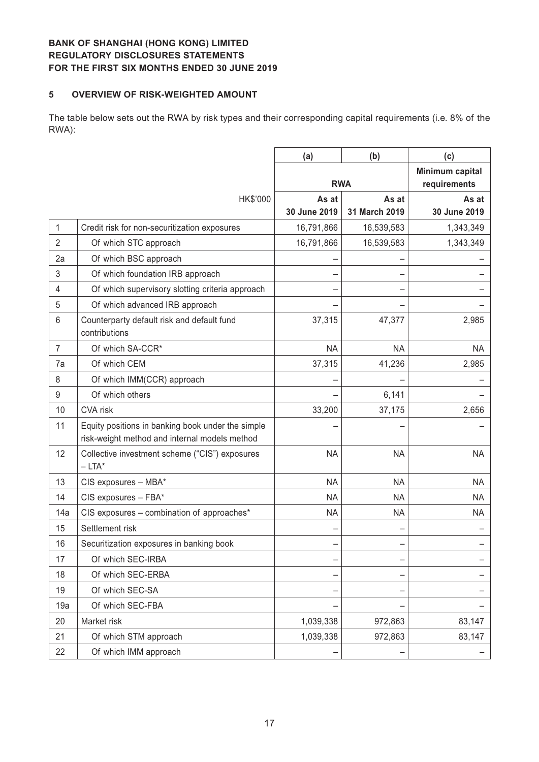**BANK OF SHANGHAI (HONG KONG) LIMITED**
**REGULATORY DISCLOSURES STATEMENTS**
**FOR THE FIRST SIX MONTHS ENDED 30 JUNE 2019**

## 5 OVERVIEW OF RISK-WEIGHTED AMOUNT

The table below sets out the RWA by risk types and their corresponding capital requirements (i.e. 8% of the RWA):

| | | (a) | (b) | (c) |
|---|---|---|---|---|
| | | RWA | | Minimum capital requirements |
| | HK$'000 | As at 30 June 2019 | As at 31 March 2019 | As at 30 June 2019 |
| 1 | Credit risk for non-securitization exposures | 16,791,866 | 16,539,583 | 1,343,349 |
| 2 | Of which STC approach | 16,791,866 | 16,539,583 | 1,343,349 |
| 2a | Of which BSC approach | – | – | – |
| 3 | Of which foundation IRB approach | – | – | – |
| 4 | Of which supervisory slotting criteria approach | – | – | – |
| 5 | Of which advanced IRB approach | – | – | – |
| 6 | Counterparty default risk and default fund contributions | 37,315 | 47,377 | 2,985 |
| 7 | Of which SA-CCR* | NA | NA | NA |
| 7a | Of which CEM | 37,315 | 41,236 | 2,985 |
| 8 | Of which IMM(CCR) approach | – | – | – |
| 9 | Of which others | – | 6,141 | – |
| 10 | CVA risk | 33,200 | 37,175 | 2,656 |
| 11 | Equity positions in banking book under the simple risk-weight method and internal models method | – | – | – |
| 12 | Collective investment scheme ("CIS") exposures – LTA* | NA | NA | NA |
| 13 | CIS exposures – MBA* | NA | NA | NA |
| 14 | CIS exposures – FBA* | NA | NA | NA |
| 14a | CIS exposures – combination of approaches* | NA | NA | NA |
| 15 | Settlement risk | – | – | – |
| 16 | Securitization exposures in banking book | – | – | – |
| 17 | Of which SEC-IRBA | – | – | – |
| 18 | Of which SEC-ERBA | – | – | – |
| 19 | Of which SEC-SA | – | – | – |
| 19a | Of which SEC-FBA | – | – | – |
| 20 | Market risk | 1,039,338 | 972,863 | 83,147 |
| 21 | Of which STM approach | 1,039,338 | 972,863 | 83,147 |
| 22 | Of which IMM approach | – | – | – |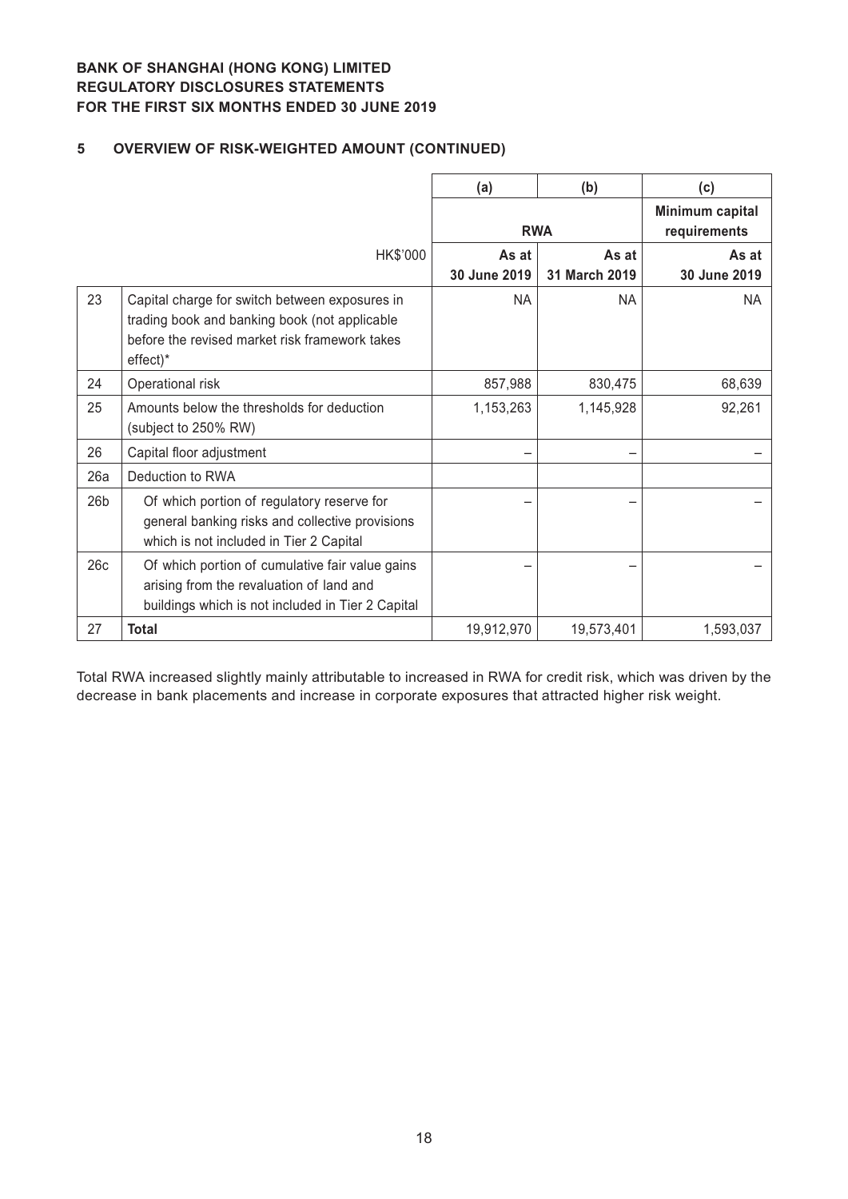## 5 OVERVIEW OF RISK-WEIGHTED AMOUNT (CONTINUED)

| | | (a) | (b) | (c) |
|---|---|---|---|---|
| | | RWA | | Minimum capital requirements |
| | HK$'000 | As at 30 June 2019 | As at 31 March 2019 | As at 30 June 2019 |
| 23 | Capital charge for switch between exposures in trading book and banking book (not applicable before the revised market risk framework takes effect)* | NA | NA | NA |
| 24 | Operational risk | 857,988 | 830,475 | 68,639 |
| 25 | Amounts below the thresholds for deduction (subject to 250% RW) | 1,153,263 | 1,145,928 | 92,261 |
| 26 | Capital floor adjustment | – | – | – |
| 26a | Deduction to RWA | | | |
| 26b | Of which portion of regulatory reserve for general banking risks and collective provisions which is not included in Tier 2 Capital | – | – | – |
| 26c | Of which portion of cumulative fair value gains arising from the revaluation of land and buildings which is not included in Tier 2 Capital | – | – | – |
| 27 | **Total** | 19,912,970 | 19,573,401 | 1,593,037 |

Total RWA increased slightly mainly attributable to increased in RWA for credit risk, which was driven by the decrease in bank placements and increase in corporate exposures that attracted higher risk weight.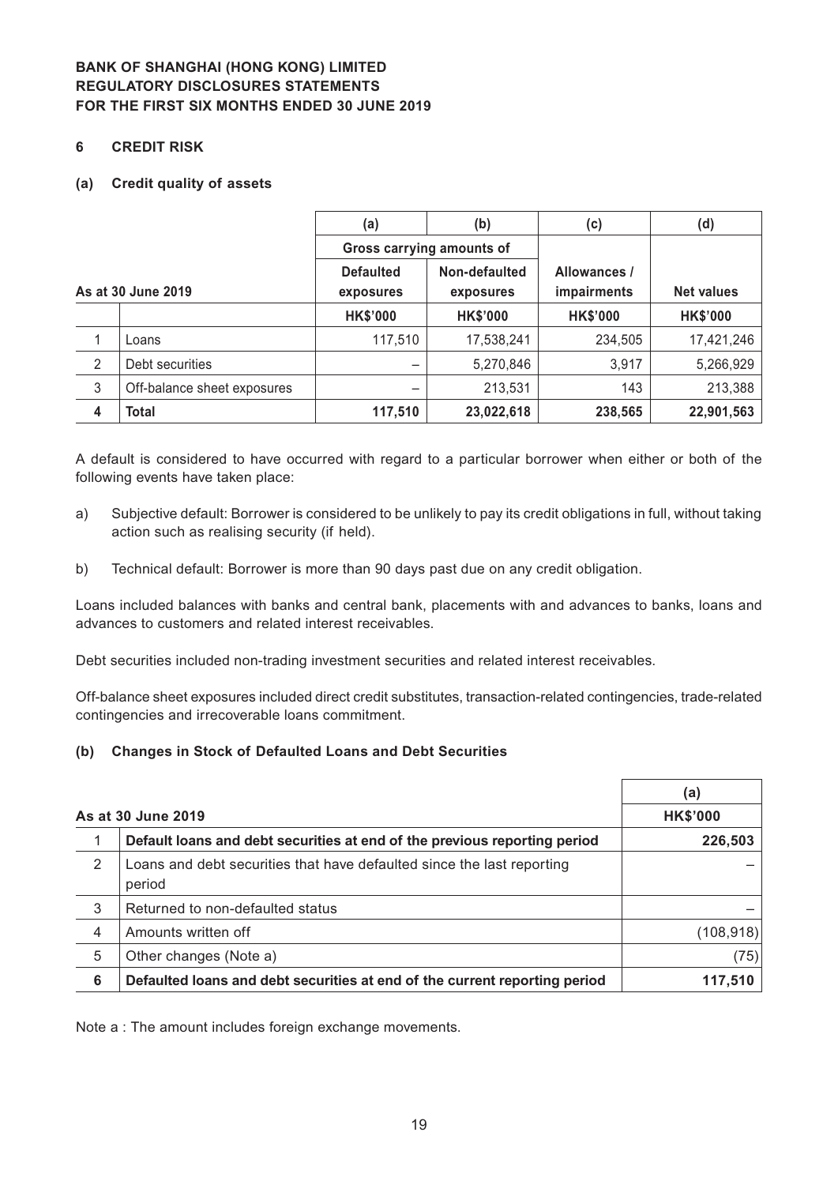**BANK OF SHANGHAI (HONG KONG) LIMITED**
**REGULATORY DISCLOSURES STATEMENTS**
**FOR THE FIRST SIX MONTHS ENDED 30 JUNE 2019**

## 6 CREDIT RISK

### (a) Credit quality of assets

| | | (a) | (b) | (c) | (d) |
|---|---|---|---|---|---|
| | | Gross carrying amounts of | | | |
| **As at 30 June 2019** | | **Defaulted exposures** | **Non-defaulted exposures** | **Allowances / impairments** | **Net values** |
| | | **HK$'000** | **HK$'000** | **HK$'000** | **HK$'000** |
| 1 | Loans | 117,510 | 17,538,241 | 234,505 | 17,421,246 |
| 2 | Debt securities | – | 5,270,846 | 3,917 | 5,266,929 |
| 3 | Off-balance sheet exposures | – | 213,531 | 143 | 213,388 |
| **4** | **Total** | **117,510** | **23,022,618** | **238,565** | **22,901,563** |

A default is considered to have occurred with regard to a particular borrower when either or both of the following events have taken place:

a) Subjective default: Borrower is considered to be unlikely to pay its credit obligations in full, without taking action such as realising security (if held).

b) Technical default: Borrower is more than 90 days past due on any credit obligation.

Loans included balances with banks and central bank, placements with and advances to banks, loans and advances to customers and related interest receivables.

Debt securities included non-trading investment securities and related interest receivables.

Off-balance sheet exposures included direct credit substitutes, transaction-related contingencies, trade-related contingencies and irrecoverable loans commitment.

### (b) Changes in Stock of Defaulted Loans and Debt Securities

| | | (a) |
|---|---|---|
| **As at 30 June 2019** | | **HK$'000** |
| 1 | **Default loans and debt securities at end of the previous reporting period** | **226,503** |
| 2 | Loans and debt securities that have defaulted since the last reporting period | – |
| 3 | Returned to non-defaulted status | – |
| 4 | Amounts written off | (108,918) |
| 5 | Other changes (Note a) | (75) |
| **6** | **Defaulted loans and debt securities at end of the current reporting period** | **117,510** |

Note a : The amount includes foreign exchange movements.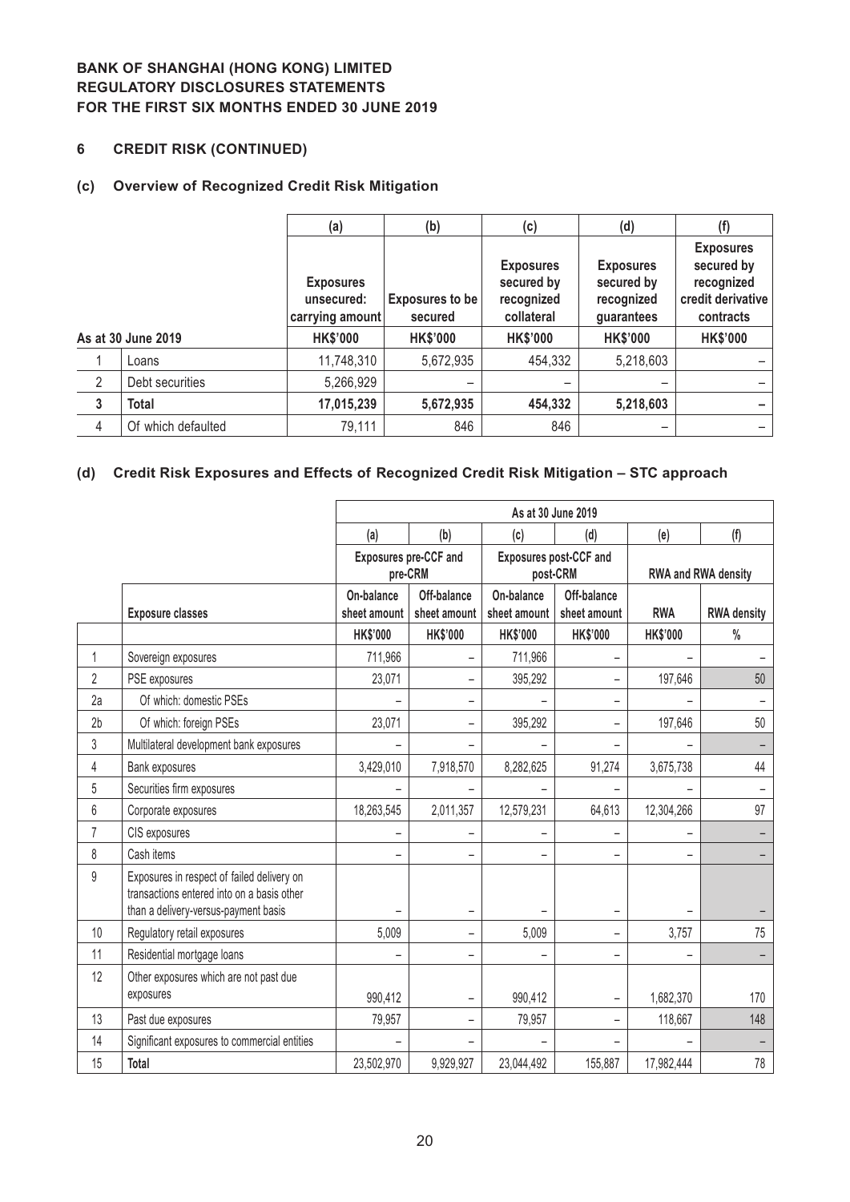**BANK OF SHANGHAI (HONG KONG) LIMITED**
**REGULATORY DISCLOSURES STATEMENTS**
**FOR THE FIRST SIX MONTHS ENDED 30 JUNE 2019**

## 6 CREDIT RISK (CONTINUED)

### (c) Overview of Recognized Credit Risk Mitigation

| | | (a) | (b) | (c) | (d) | (f) |
|---|---|---|---|---|---|---|
| | | Exposures unsecured: carrying amount | Exposures to be secured | Exposures secured by recognized collateral | Exposures secured by recognized guarantees | Exposures secured by recognized credit derivative contracts |
| **As at 30 June 2019** | | **HK$'000** | **HK$'000** | **HK$'000** | **HK$'000** | **HK$'000** |
| 1 | Loans | 11,748,310 | 5,672,935 | 454,332 | 5,218,603 | – |
| 2 | Debt securities | 5,266,929 | – | – | – | – |
| **3** | **Total** | **17,015,239** | **5,672,935** | **454,332** | **5,218,603** | **–** |
| 4 | Of which defaulted | 79,111 | 846 | 846 | – | – |

### (d) Credit Risk Exposures and Effects of Recognized Credit Risk Mitigation – STC approach

| | | As at 30 June 2019 | | | | | |
|---|---|---|---|---|---|---|---|
| | | (a) | (b) | (c) | (d) | (e) | (f) |
| | | Exposures pre-CCF and pre-CRM | | Exposures post-CCF and post-CRM | | RWA and RWA density | |
| | **Exposure classes** | On-balance sheet amount | Off-balance sheet amount | On-balance sheet amount | Off-balance sheet amount | RWA | RWA density |
| | | HK$'000 | HK$'000 | HK$'000 | HK$'000 | HK$'000 | % |
| 1 | Sovereign exposures | 711,966 | – | 711,966 | – | – | – |
| 2 | PSE exposures | 23,071 | – | 395,292 | – | 197,646 | 50 |
| 2a | Of which: domestic PSEs | – | – | – | – | – | – |
| 2b | Of which: foreign PSEs | 23,071 | – | 395,292 | – | 197,646 | 50 |
| 3 | Multilateral development bank exposures | – | – | – | – | – | – |
| 4 | Bank exposures | 3,429,010 | 7,918,570 | 8,282,625 | 91,274 | 3,675,738 | 44 |
| 5 | Securities firm exposures | – | – | – | – | – | – |
| 6 | Corporate exposures | 18,263,545 | 2,011,357 | 12,579,231 | 64,613 | 12,304,266 | 97 |
| 7 | CIS exposures | – | – | – | – | – | – |
| 8 | Cash items | – | – | – | – | – | – |
| 9 | Exposures in respect of failed delivery on transactions entered into on a basis other than a delivery-versus-payment basis | – | – | – | – | – | – |
| 10 | Regulatory retail exposures | 5,009 | – | 5,009 | – | 3,757 | 75 |
| 11 | Residential mortgage loans | – | – | – | – | – | – |
| 12 | Other exposures which are not past due exposures | 990,412 | – | 990,412 | – | 1,682,370 | 170 |
| 13 | Past due exposures | 79,957 | – | 79,957 | – | 118,667 | 148 |
| 14 | Significant exposures to commercial entities | – | – | – | – | – | – |
| 15 | **Total** | 23,502,970 | 9,929,927 | 23,044,492 | 155,887 | 17,982,444 | 78 |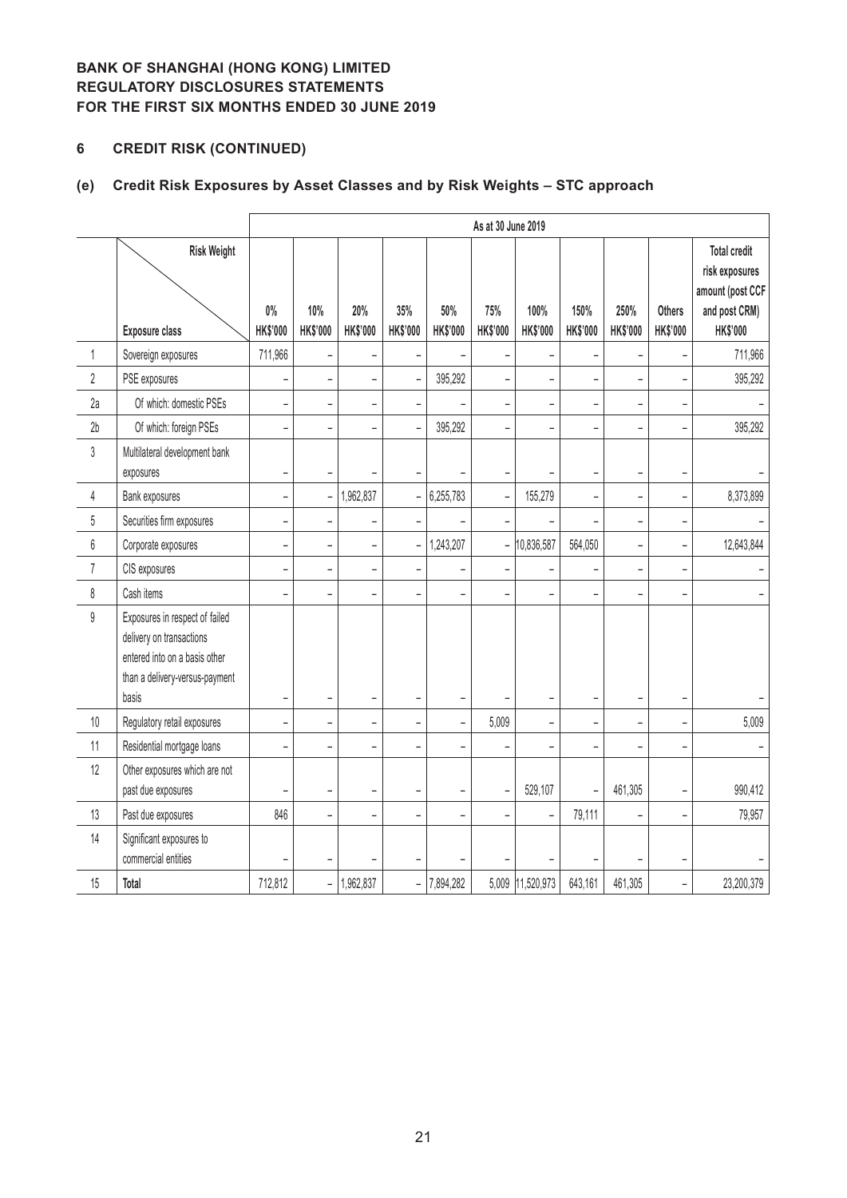**BANK OF SHANGHAI (HONG KONG) LIMITED**
**REGULATORY DISCLOSURES STATEMENTS**
**FOR THE FIRST SIX MONTHS ENDED 30 JUNE 2019**

## 6 CREDIT RISK (CONTINUED)

### (e) Credit Risk Exposures by Asset Classes and by Risk Weights – STC approach

| | | As at 30 June 2019 | | | | | | | | | | |
|---|---|---|---|---|---|---|---|---|---|---|---|---|
| | Risk Weight / Exposure class | 0% HK$'000 | 10% HK$'000 | 20% HK$'000 | 35% HK$'000 | 50% HK$'000 | 75% HK$'000 | 100% HK$'000 | 150% HK$'000 | 250% HK$'000 | Others HK$'000 | Total credit risk exposures amount (post CCF and post CRM) HK$'000 |
| 1 | Sovereign exposures | 711,966 | – | – | – | – | – | – | – | – | – | 711,966 |
| 2 | PSE exposures | – | – | – | – | 395,292 | – | – | – | – | – | 395,292 |
| 2a | Of which: domestic PSEs | – | – | – | – | – | – | – | – | – | – | – |
| 2b | Of which: foreign PSEs | – | – | – | – | 395,292 | – | – | – | – | – | 395,292 |
| 3 | Multilateral development bank exposures | – | – | – | – | – | – | – | – | – | – | – |
| 4 | Bank exposures | – | – | 1,962,837 | – | 6,255,783 | – | 155,279 | – | – | – | 8,373,899 |
| 5 | Securities firm exposures | – | – | – | – | – | – | – | – | – | – | – |
| 6 | Corporate exposures | – | – | – | – | 1,243,207 | – | 10,836,587 | 564,050 | – | – | 12,643,844 |
| 7 | CIS exposures | – | – | – | – | – | – | – | – | – | – | – |
| 8 | Cash items | – | – | – | – | – | – | – | – | – | – | – |
| 9 | Exposures in respect of failed delivery on transactions entered into on a basis other than a delivery-versus-payment basis | – | – | – | – | – | – | – | – | – | – | – |
| 10 | Regulatory retail exposures | – | – | – | – | – | 5,009 | – | – | – | – | 5,009 |
| 11 | Residential mortgage loans | – | – | – | – | – | – | – | – | – | – | – |
| 12 | Other exposures which are not past due exposures | – | – | – | – | – | – | 529,107 | – | 461,305 | – | 990,412 |
| 13 | Past due exposures | 846 | – | – | – | – | – | – | 79,111 | – | – | 79,957 |
| 14 | Significant exposures to commercial entities | – | – | – | – | – | – | – | – | – | – | – |
| 15 | **Total** | 712,812 | – | 1,962,837 | – | 7,894,282 | 5,009 | 11,520,973 | 643,161 | 461,305 | – | 23,200,379 |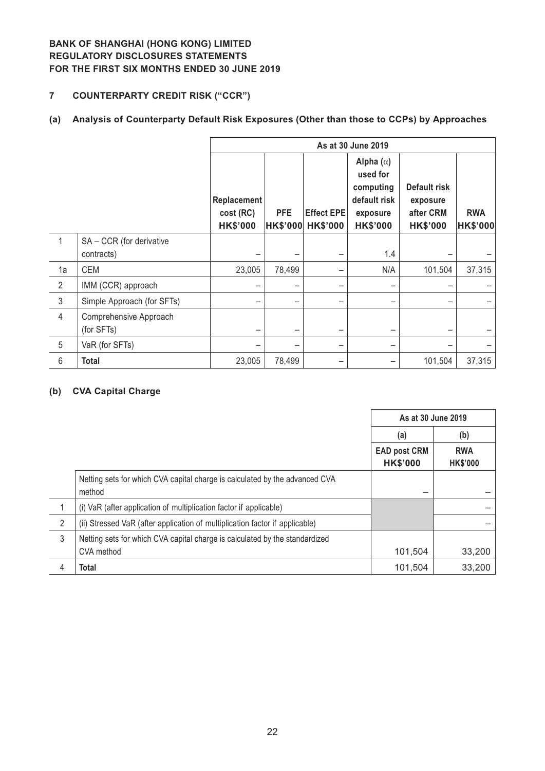BANK OF SHANGHAI (HONG KONG) LIMITED
REGULATORY DISCLOSURES STATEMENTS
FOR THE FIRST SIX MONTHS ENDED 30 JUNE 2019

## 7 COUNTERPARTY CREDIT RISK ("CCR")

### (a) Analysis of Counterparty Default Risk Exposures (Other than those to CCPs) by Approaches

| | | As at 30 June 2019 | | | | | |
|---|---|---|---|---|---|---|---|
| | | Replacement cost (RC) HK$'000 | PFE HK$'000 | Effect EPE HK$'000 | Alpha ($\alpha$) used for computing default risk exposure HK$'000 | Default risk exposure after CRM HK$'000 | RWA HK$'000 |
| 1 | SA – CCR (for derivative contracts) | – | – | – | 1.4 | – | – |
| 1a | CEM | 23,005 | 78,499 | – | N/A | 101,504 | 37,315 |
| 2 | IMM (CCR) approach | – | – | – | – | – | – |
| 3 | Simple Approach (for SFTs) | – | – | – | – | – | – |
| 4 | Comprehensive Approach (for SFTs) | – | – | – | – | – | – |
| 5 | VaR (for SFTs) | – | – | – | – | – | – |
| 6 | **Total** | 23,005 | 78,499 | – | – | 101,504 | 37,315 |

### (b) CVA Capital Charge

| | | As at 30 June 2019 | |
|---|---|---|---|
| | | (a) | (b) |
| | | EAD post CRM HK$'000 | RWA HK$'000 |
| | Netting sets for which CVA capital charge is calculated by the advanced CVA method | – | – |
| 1 | (i) VaR (after application of multiplication factor if applicable) | | – |
| 2 | (ii) Stressed VaR (after application of multiplication factor if applicable) | | – |
| 3 | Netting sets for which CVA capital charge is calculated by the standardized CVA method | 101,504 | 33,200 |
| 4 | **Total** | 101,504 | 33,200 |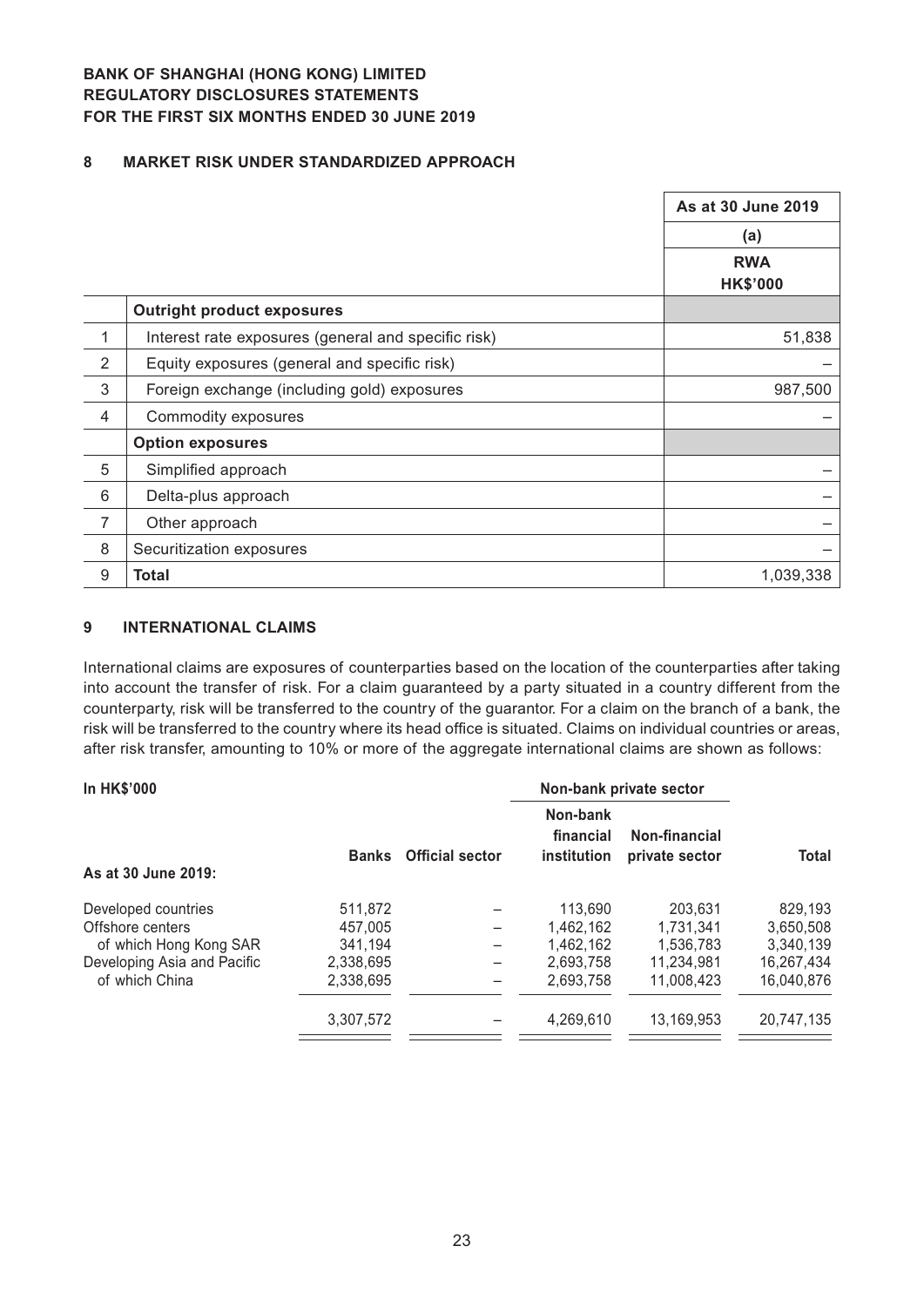**BANK OF SHANGHAI (HONG KONG) LIMITED**
**REGULATORY DISCLOSURES STATEMENTS**
**FOR THE FIRST SIX MONTHS ENDED 30 JUNE 2019**

## 8 MARKET RISK UNDER STANDARDIZED APPROACH

| | | As at 30 June 2019 |
|---|---|---|
| | | (a) |
| | | RWA HK$'000 |
| | **Outright product exposures** | |
| 1 | Interest rate exposures (general and specific risk) | 51,838 |
| 2 | Equity exposures (general and specific risk) | – |
| 3 | Foreign exchange (including gold) exposures | 987,500 |
| 4 | Commodity exposures | – |
| | **Option exposures** | |
| 5 | Simplified approach | – |
| 6 | Delta-plus approach | – |
| 7 | Other approach | – |
| 8 | Securitization exposures | – |
| 9 | **Total** | 1,039,338 |

## 9 INTERNATIONAL CLAIMS

International claims are exposures of counterparties based on the location of the counterparties after taking into account the transfer of risk. For a claim guaranteed by a party situated in a country different from the counterparty, risk will be transferred to the country of the guarantor. For a claim on the branch of a bank, the risk will be transferred to the country where its head office is situated. Claims on individual countries or areas, after risk transfer, amounting to 10% or more of the aggregate international claims are shown as follows:

| In HK$'000 | | | Non-bank private sector | | |
|---|---|---|---|---|---|
| As at 30 June 2019: | Banks | Official sector | Non-bank financial institution | Non-financial private sector | Total |
| Developed countries | 511,872 | – | 113,690 | 203,631 | 829,193 |
| Offshore centers | 457,005 | – | 1,462,162 | 1,731,341 | 3,650,508 |
| of which Hong Kong SAR | 341,194 | – | 1,462,162 | 1,536,783 | 3,340,139 |
| Developing Asia and Pacific | 2,338,695 | – | 2,693,758 | 11,234,981 | 16,267,434 |
| of which China | 2,338,695 | – | 2,693,758 | 11,008,423 | 16,040,876 |
| | 3,307,572 | – | 4,269,610 | 13,169,953 | 20,747,135 |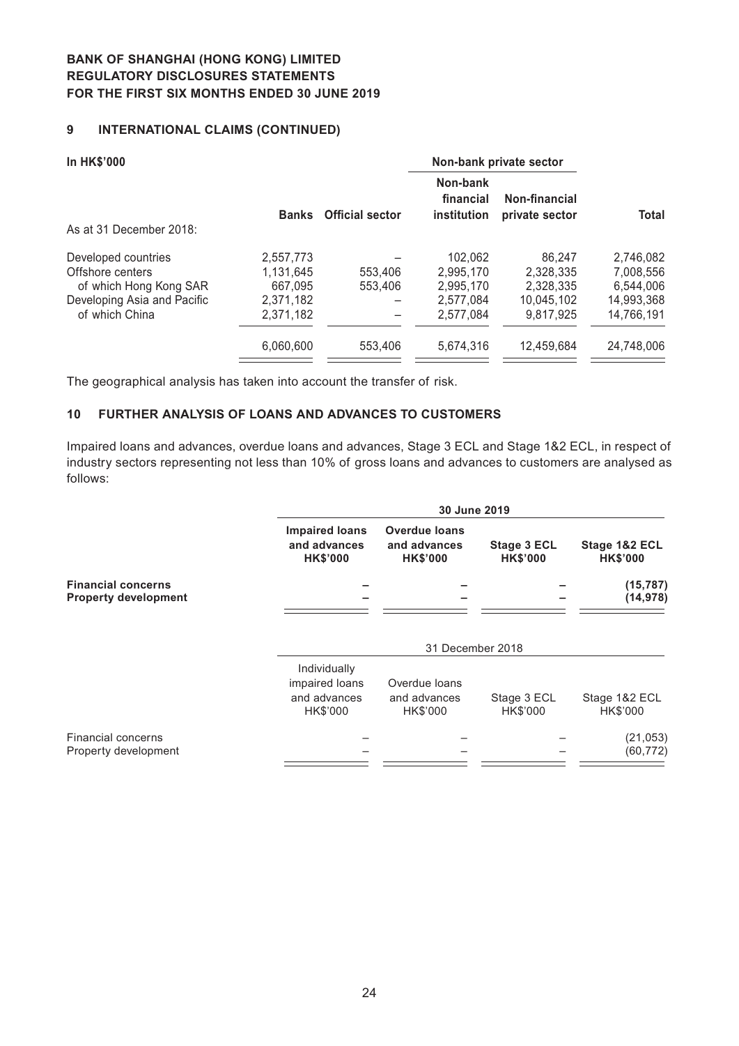## 9 INTERNATIONAL CLAIMS (CONTINUED)

| In HK$'000 | | | Non-bank private sector | | |
|---|---|---|---|---|---|
| | **Banks** | **Official sector** | **Non-bank financial institution** | **Non-financial private sector** | **Total** |
| As at 31 December 2018: | | | | | |
| Developed countries | 2,557,773 | – | 102,062 | 86,247 | 2,746,082 |
| Offshore centers | 1,131,645 | 553,406 | 2,995,170 | 2,328,335 | 7,008,556 |
| of which Hong Kong SAR | 667,095 | 553,406 | 2,995,170 | 2,328,335 | 6,544,006 |
| Developing Asia and Pacific | 2,371,182 | – | 2,577,084 | 10,045,102 | 14,993,368 |
| of which China | 2,371,182 | – | 2,577,084 | 9,817,925 | 14,766,191 |
| | 6,060,600 | 553,406 | 5,674,316 | 12,459,684 | 24,748,006 |

The geographical analysis has taken into account the transfer of risk.

## 10 FURTHER ANALYSIS OF LOANS AND ADVANCES TO CUSTOMERS

Impaired loans and advances, overdue loans and advances, Stage 3 ECL and Stage 1&2 ECL, in respect of industry sectors representing not less than 10% of gross loans and advances to customers are analysed as follows:

| | **30 June 2019** | | | |
|---|---|---|---|---|
| | **Impaired loans and advances HK$'000** | **Overdue loans and advances HK$'000** | **Stage 3 ECL HK$'000** | **Stage 1&2 ECL HK$'000** |
| **Financial concerns** | **–** | **–** | **–** | **(15,787)** |
| **Property development** | **–** | **–** | **–** | **(14,978)** |

| | 31 December 2018 | | | |
|---|---|---|---|---|
| | Individually impaired loans and advances HK$'000 | Overdue loans and advances HK$'000 | Stage 3 ECL HK$'000 | Stage 1&2 ECL HK$'000 |
| Financial concerns | – | – | – | (21,053) |
| Property development | – | – | – | (60,772) |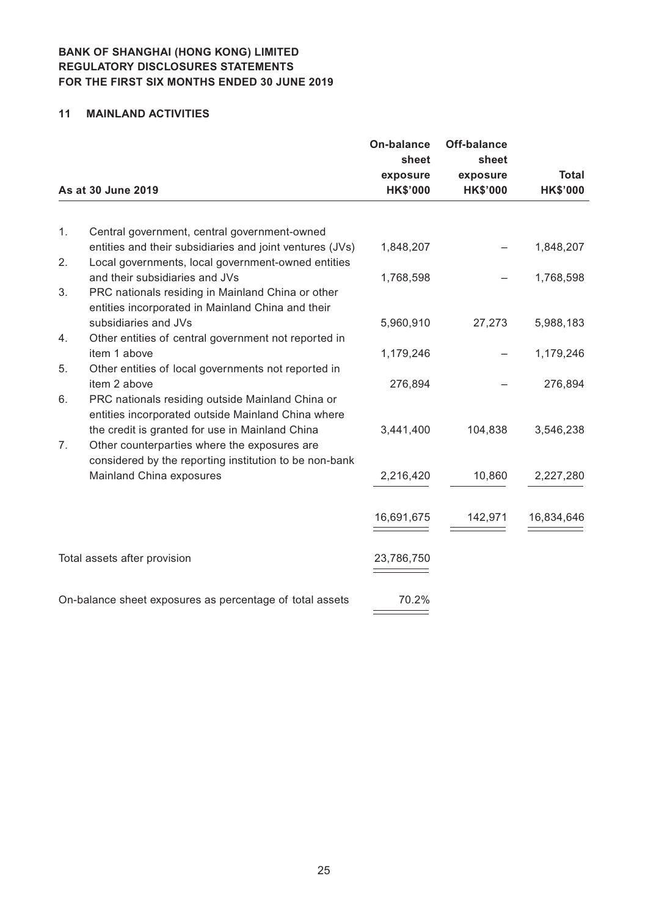**BANK OF SHANGHAI (HONG KONG) LIMITED**
**REGULATORY DISCLOSURES STATEMENTS**
**FOR THE FIRST SIX MONTHS ENDED 30 JUNE 2019**

## 11 MAINLAND ACTIVITIES

| | As at 30 June 2019 | On-balance sheet exposure HK$'000 | Off-balance sheet exposure HK$'000 | Total HK$'000 |
|---|---|---|---|---|
| 1. | Central government, central government-owned entities and their subsidiaries and joint ventures (JVs) | 1,848,207 | – | 1,848,207 |
| 2. | Local governments, local government-owned entities and their subsidiaries and JVs | 1,768,598 | – | 1,768,598 |
| 3. | PRC nationals residing in Mainland China or other entities incorporated in Mainland China and their subsidiaries and JVs | 5,960,910 | 27,273 | 5,988,183 |
| 4. | Other entities of central government not reported in item 1 above | 1,179,246 | – | 1,179,246 |
| 5. | Other entities of local governments not reported in item 2 above | 276,894 | – | 276,894 |
| 6. | PRC nationals residing outside Mainland China or entities incorporated outside Mainland China where the credit is granted for use in Mainland China | 3,441,400 | 104,838 | 3,546,238 |
| 7. | Other counterparties where the exposures are considered by the reporting institution to be non-bank Mainland China exposures | 2,216,420 | 10,860 | 2,227,280 |
| | | 16,691,675 | 142,971 | 16,834,646 |
| | Total assets after provision | 23,786,750 | | |
| | On-balance sheet exposures as percentage of total assets | 70.2% | | |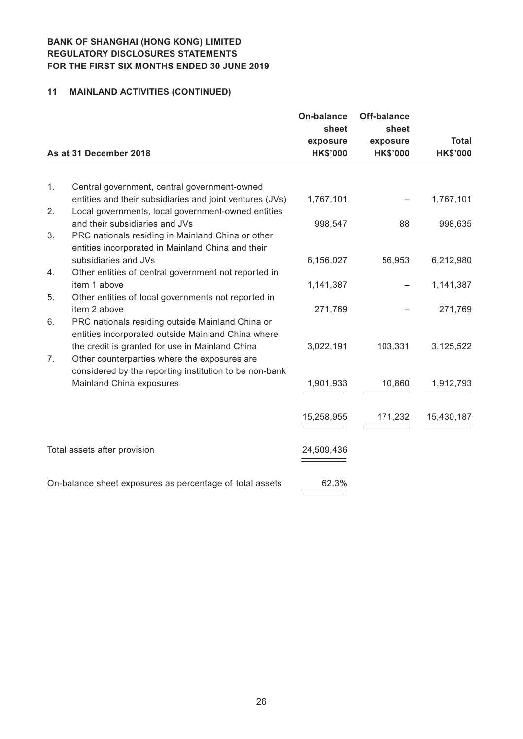**BANK OF SHANGHAI (HONG KONG) LIMITED**
**REGULATORY DISCLOSURES STATEMENTS**
**FOR THE FIRST SIX MONTHS ENDED 30 JUNE 2019**

## 11 MAINLAND ACTIVITIES (CONTINUED)

| As at 31 December 2018 | On-balance sheet exposure HK$'000 | Off-balance sheet exposure HK$'000 | Total HK$'000 |
|---|---|---|---|
| 1. Central government, central government-owned entities and their subsidiaries and joint ventures (JVs) | 1,767,101 | – | 1,767,101 |
| 2. Local governments, local government-owned entities and their subsidiaries and JVs | 998,547 | 88 | 998,635 |
| 3. PRC nationals residing in Mainland China or other entities incorporated in Mainland China and their subsidiaries and JVs | 6,156,027 | 56,953 | 6,212,980 |
| 4. Other entities of central government not reported in item 1 above | 1,141,387 | – | 1,141,387 |
| 5. Other entities of local governments not reported in item 2 above | 271,769 | – | 271,769 |
| 6. PRC nationals residing outside Mainland China or entities incorporated outside Mainland China where the credit is granted for use in Mainland China | 3,022,191 | 103,331 | 3,125,522 |
| 7. Other counterparties where the exposures are considered by the reporting institution to be non-bank Mainland China exposures | 1,901,933 | 10,860 | 1,912,793 |
| | 15,258,955 | 171,232 | 15,430,187 |
| Total assets after provision | 24,509,436 | | |
| On-balance sheet exposures as percentage of total assets | 62.3% | | |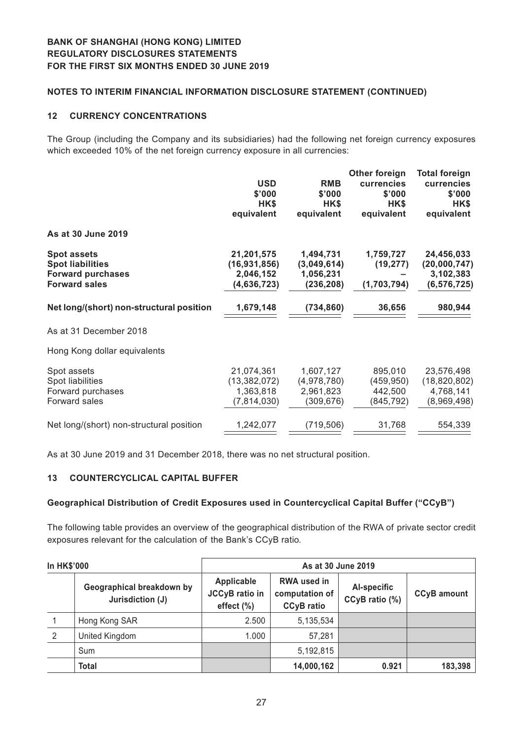**BANK OF SHANGHAI (HONG KONG) LIMITED**
**REGULATORY DISCLOSURES STATEMENTS**
**FOR THE FIRST SIX MONTHS ENDED 30 JUNE 2019**

**NOTES TO INTERIM FINANCIAL INFORMATION DISCLOSURE STATEMENT (CONTINUED)**

## 12 CURRENCY CONCENTRATIONS

The Group (including the Company and its subsidiaries) had the following net foreign currency exposures which exceeded 10% of the net foreign currency exposure in all currencies:

| | USD \$'000 HK\$ equivalent | RMB \$'000 HK\$ equivalent | Other foreign currencies \$'000 HK\$ equivalent | Total foreign currencies \$'000 HK\$ equivalent |
|---|---|---|---|---|
| **As at 30 June 2019** | | | | |
| **Spot assets** | **21,201,575** | **1,494,731** | **1,759,727** | **24,456,033** |
| **Spot liabilities** | **(16,931,856)** | **(3,049,614)** | **(19,277)** | **(20,000,747)** |
| **Forward purchases** | **2,046,152** | **1,056,231** | **–** | **3,102,383** |
| **Forward sales** | **(4,636,723)** | **(236,208)** | **(1,703,794)** | **(6,576,725)** |
| **Net long/(short) non-structural position** | **1,679,148** | **(734,860)** | **36,656** | **980,944** |
| As at 31 December 2018 | | | | |
| Hong Kong dollar equivalents | | | | |
| Spot assets | 21,074,361 | 1,607,127 | 895,010 | 23,576,498 |
| Spot liabilities | (13,382,072) | (4,978,780) | (459,950) | (18,820,802) |
| Forward purchases | 1,363,818 | 2,961,823 | 442,500 | 4,768,141 |
| Forward sales | (7,814,030) | (309,676) | (845,792) | (8,969,498) |
| Net long/(short) non-structural position | 1,242,077 | (719,506) | 31,768 | 554,339 |

As at 30 June 2019 and 31 December 2018, there was no net structural position.

## 13 COUNTERCYCLICAL CAPITAL BUFFER

**Geographical Distribution of Credit Exposures used in Countercyclical Capital Buffer ("CCyB")**

The following table provides an overview of the geographical distribution of the RWA of private sector credit exposures relevant for the calculation of the Bank's CCyB ratio.

| In HK\$'000 | | As at 30 June 2019 | | | |
|---|---|---|---|---|---|
| | Geographical breakdown by Jurisdiction (J) | Applicable JCCyB ratio in effect (%) | RWA used in computation of CCyB ratio | AI-specific CCyB ratio (%) | CCyB amount |
| 1 | Hong Kong SAR | 2.500 | 5,135,534 | | |
| 2 | United Kingdom | 1.000 | 57,281 | | |
| | Sum | | 5,192,815 | | |
| | **Total** | | **14,000,162** | **0.921** | **183,398** |